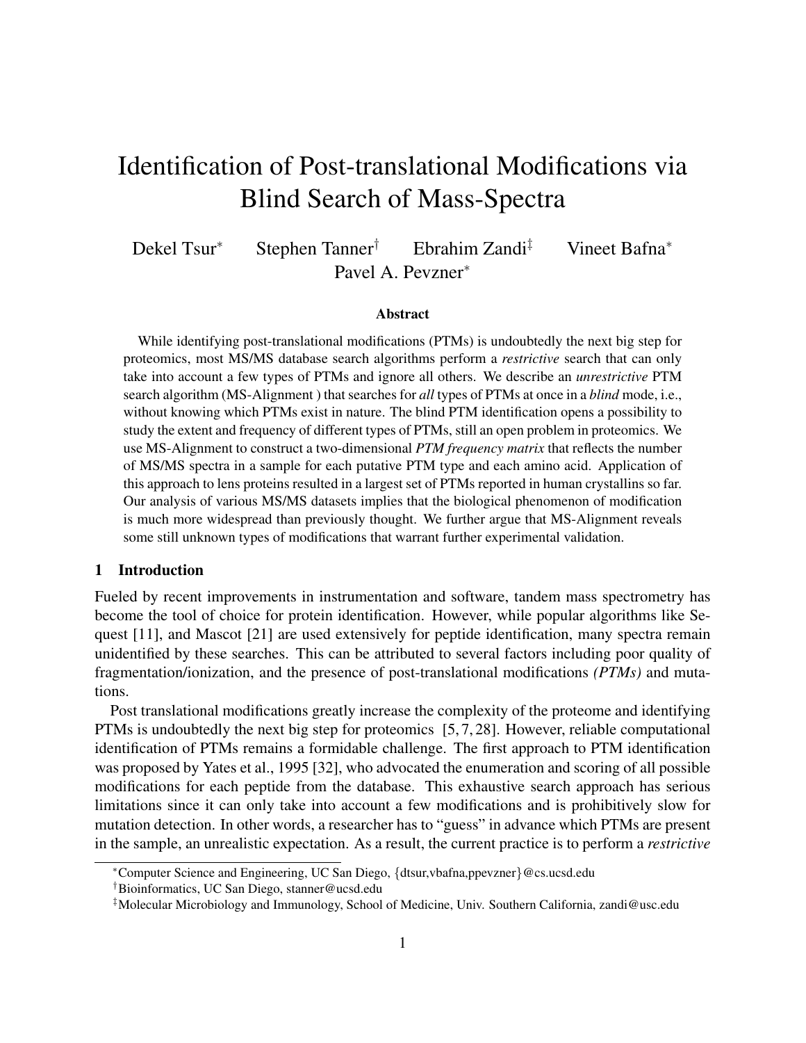# Identification of Post-translational Modifications via Blind Search of Mass-Spectra

Dekel Tsur[*] Stephen Tanner[†] Ebrahim Zandi[‡] Vineet Bafna[*] Pavel A. Pevzner[*]

### Abstract

While identifying post-translational modifications (PTMs) is undoubtedly the next big step for proteomics, most MS/MS database search algorithms perform a *restrictive* search that can only take into account a few types of PTMs and ignore all others. We describe an *unrestrictive* PTM search algorithm (MS-Alignment ) that searches for *all* types of PTMs at once in a *blind* mode, i.e., without knowing which PTMs exist in nature. The blind PTM identification opens a possibility to study the extent and frequency of different types of PTMs, still an open problem in proteomics. We use MS-Alignment to construct a two-dimensional *PTM frequency matrix* that reflects the number of MS/MS spectra in a sample for each putative PTM type and each amino acid. Application of this approach to lens proteins resulted in a largest set of PTMs reported in human crystallins so far. Our analysis of various MS/MS datasets implies that the biological phenomenon of modification is much more widespread than previously thought. We further argue that MS-Alignment reveals some still unknown types of modifications that warrant further experimental validation.

## 1 Introduction

Fueled by recent improvements in instrumentation and software, tandem mass spectrometry has become the tool of choice for protein identification. However, while popular algorithms like Sequest [11], and Mascot [21] are used extensively for peptide identification, many spectra remain unidentified by these searches. This can be attributed to several factors including poor quality of fragmentation/ionization, and the presence of post-translational modifications *(PTMs)* and mutations.

Post translational modifications greatly increase the complexity of the proteome and identifying PTMs is undoubtedly the next big step for proteomics [5, 7, 28]. However, reliable computational identification of PTMs remains a formidable challenge. The first approach to PTM identification was proposed by Yates et al., 1995 [32], who advocated the enumeration and scoring of all possible modifications for each peptide from the database. This exhaustive search approach has serious limitations since it can only take into account a few modifications and is prohibitively slow for mutation detection. In other words, a researcher has to "guess" in advance which PTMs are present in the sample, an unrealistic expectation. As a result, the current practice is to perform a *restrictive*

---

[*] Computer Science and Engineering, UC San Diego, {dtsur,vbafna,ppevzner}@cs.ucsd.edu

[†] Bioinformatics, UC San Diego, stanner@ucsd.edu

[‡] Molecular Microbiology and Immunology, School of Medicine, Univ. Southern California, zandi@usc.edu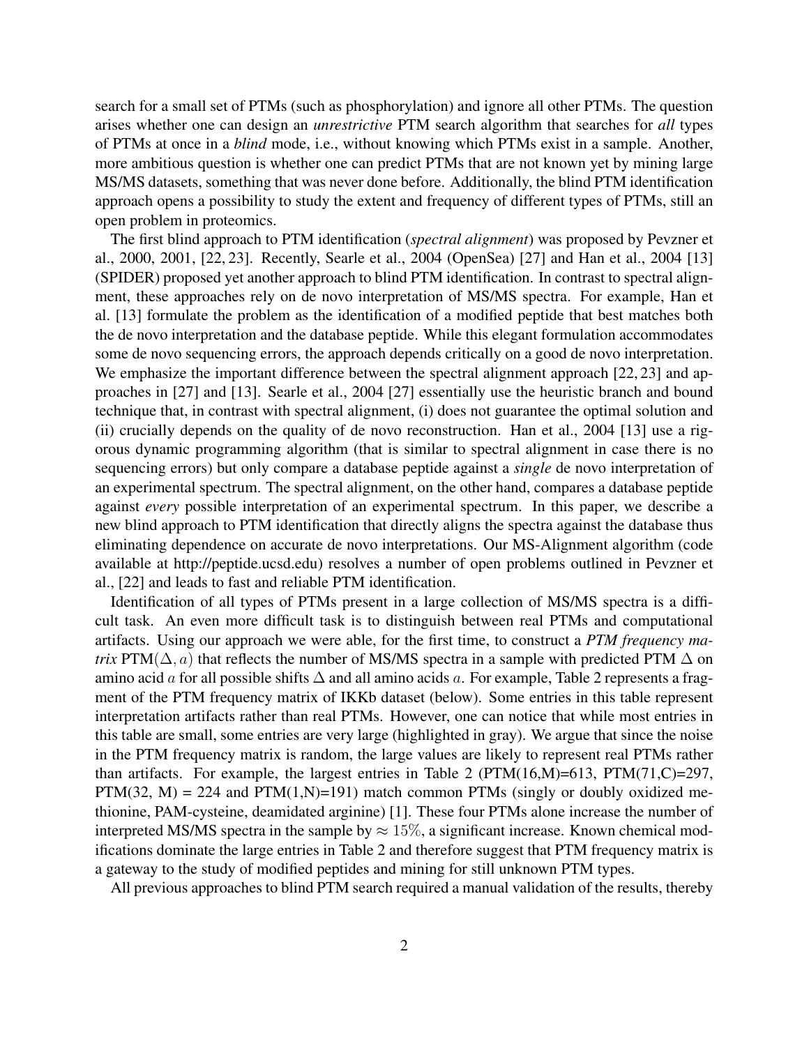search for a small set of PTMs (such as phosphorylation) and ignore all other PTMs. The question arises whether one can design an *unrestrictive* PTM search algorithm that searches for *all* types of PTMs at once in a *blind* mode, i.e., without knowing which PTMs exist in a sample. Another, more ambitious question is whether one can predict PTMs that are not known yet by mining large MS/MS datasets, something that was never done before. Additionally, the blind PTM identification approach opens a possibility to study the extent and frequency of different types of PTMs, still an open problem in proteomics.

The first blind approach to PTM identification (*spectral alignment*) was proposed by Pevzner et al., 2000, 2001, [22, 23]. Recently, Searle et al., 2004 (OpenSea) [27] and Han et al., 2004 [13] (SPIDER) proposed yet another approach to blind PTM identification. In contrast to spectral alignment, these approaches rely on de novo interpretation of MS/MS spectra. For example, Han et al. [13] formulate the problem as the identification of a modified peptide that best matches both the de novo interpretation and the database peptide. While this elegant formulation accommodates some de novo sequencing errors, the approach depends critically on a good de novo interpretation. We emphasize the important difference between the spectral alignment approach [22, 23] and approaches in [27] and [13]. Searle et al., 2004 [27] essentially use the heuristic branch and bound technique that, in contrast with spectral alignment, (i) does not guarantee the optimal solution and (ii) crucially depends on the quality of de novo reconstruction. Han et al., 2004 [13] use a rigorous dynamic programming algorithm (that is similar to spectral alignment in case there is no sequencing errors) but only compare a database peptide against a *single* de novo interpretation of an experimental spectrum. The spectral alignment, on the other hand, compares a database peptide against *every* possible interpretation of an experimental spectrum. In this paper, we describe a new blind approach to PTM identification that directly aligns the spectra against the database thus eliminating dependence on accurate de novo interpretations. Our MS-Alignment algorithm (code available at http://peptide.ucsd.edu) resolves a number of open problems outlined in Pevzner et al., [22] and leads to fast and reliable PTM identification.

Identification of all types of PTMs present in a large collection of MS/MS spectra is a difficult task. An even more difficult task is to distinguish between real PTMs and computational artifacts. Using our approach we were able, for the first time, to construct a *PTM frequency matrix* PTM$(\Delta, a)$ that reflects the number of MS/MS spectra in a sample with predicted PTM $\Delta$ on amino acid $a$ for all possible shifts $\Delta$ and all amino acids $a$. For example, Table 2 represents a fragment of the PTM frequency matrix of IKKb dataset (below). Some entries in this table represent interpretation artifacts rather than real PTMs. However, one can notice that while most entries in this table are small, some entries are very large (highlighted in gray). We argue that since the noise in the PTM frequency matrix is random, the large values are likely to represent real PTMs rather than artifacts. For example, the largest entries in Table 2 (PTM(16,M)=613, PTM(71,C)=297, PTM(32, M) = 224 and PTM(1,N)=191) match common PTMs (singly or doubly oxidized methionine, PAM-cysteine, deamidated arginine) [1]. These four PTMs alone increase the number of interpreted MS/MS spectra in the sample by $\approx 15\%$, a significant increase. Known chemical modifications dominate the large entries in Table 2 and therefore suggest that PTM frequency matrix is a gateway to the study of modified peptides and mining for still unknown PTM types.

All previous approaches to blind PTM search required a manual validation of the results, thereby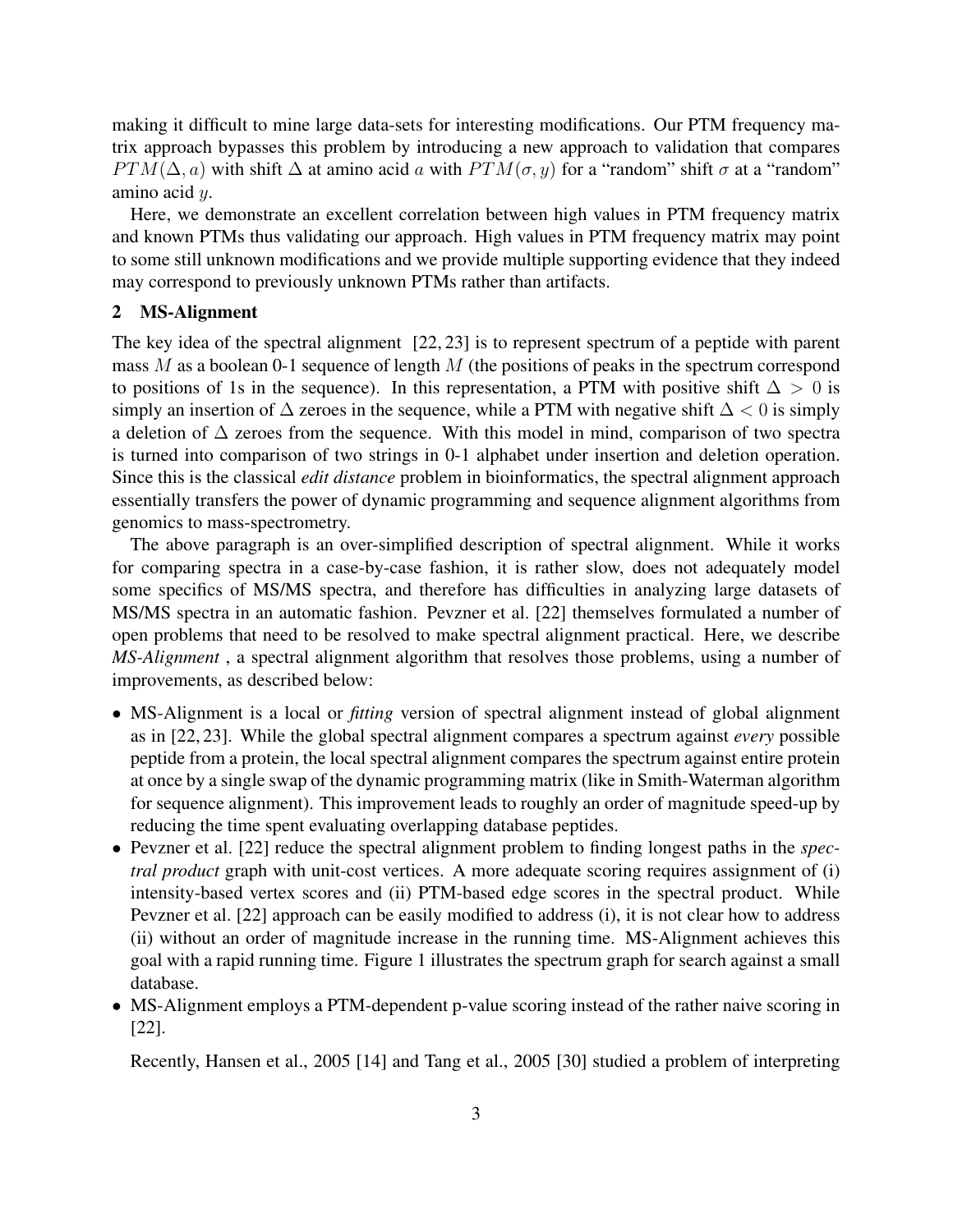making it difficult to mine large data-sets for interesting modifications. Our PTM frequency matrix approach bypasses this problem by introducing a new approach to validation that compares $PTM(\Delta, a)$ with shift $\Delta$ at amino acid $a$ with $PTM(\sigma, y)$ for a "random" shift $\sigma$ at a "random" amino acid $y$.

Here, we demonstrate an excellent correlation between high values in PTM frequency matrix and known PTMs thus validating our approach. High values in PTM frequency matrix may point to some still unknown modifications and we provide multiple supporting evidence that they indeed may correspond to previously unknown PTMs rather than artifacts.

## 2 MS-Alignment

The key idea of the spectral alignment [22, 23] is to represent spectrum of a peptide with parent mass $M$ as a boolean 0-1 sequence of length $M$ (the positions of peaks in the spectrum correspond to positions of 1s in the sequence). In this representation, a PTM with positive shift $\Delta > 0$ is simply an insertion of $\Delta$ zeroes in the sequence, while a PTM with negative shift $\Delta < 0$ is simply a deletion of $\Delta$ zeroes from the sequence. With this model in mind, comparison of two spectra is turned into comparison of two strings in 0-1 alphabet under insertion and deletion operation. Since this is the classical *edit distance* problem in bioinformatics, the spectral alignment approach essentially transfers the power of dynamic programming and sequence alignment algorithms from genomics to mass-spectrometry.

The above paragraph is an over-simplified description of spectral alignment. While it works for comparing spectra in a case-by-case fashion, it is rather slow, does not adequately model some specifics of MS/MS spectra, and therefore has difficulties in analyzing large datasets of MS/MS spectra in an automatic fashion. Pevzner et al. [22] themselves formulated a number of open problems that need to be resolved to make spectral alignment practical. Here, we describe *MS-Alignment* , a spectral alignment algorithm that resolves those problems, using a number of improvements, as described below:

- MS-Alignment is a local or *fitting* version of spectral alignment instead of global alignment as in [22, 23]. While the global spectral alignment compares a spectrum against *every* possible peptide from a protein, the local spectral alignment compares the spectrum against entire protein at once by a single swap of the dynamic programming matrix (like in Smith-Waterman algorithm for sequence alignment). This improvement leads to roughly an order of magnitude speed-up by reducing the time spent evaluating overlapping database peptides.
- Pevzner et al. [22] reduce the spectral alignment problem to finding longest paths in the *spectral product* graph with unit-cost vertices. A more adequate scoring requires assignment of (i) intensity-based vertex scores and (ii) PTM-based edge scores in the spectral product. While Pevzner et al. [22] approach can be easily modified to address (i), it is not clear how to address (ii) without an order of magnitude increase in the running time. MS-Alignment achieves this goal with a rapid running time. Figure 1 illustrates the spectrum graph for search against a small database.
- MS-Alignment employs a PTM-dependent p-value scoring instead of the rather naive scoring in [22].

Recently, Hansen et al., 2005 [14] and Tang et al., 2005 [30] studied a problem of interpreting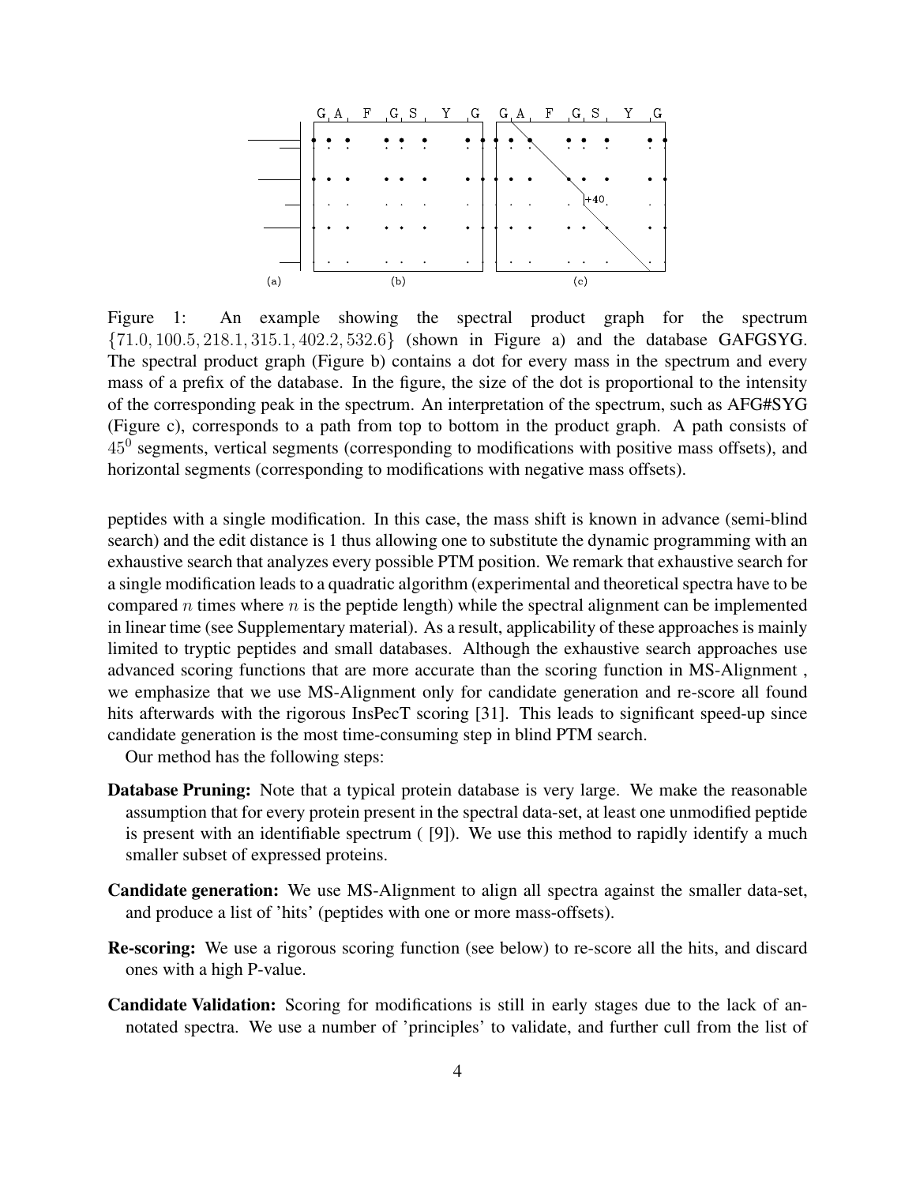Figure 1: An example showing the spectral product graph for the spectrum $\{71.0, 100.5, 218.1, 315.1, 402.2, 532.6\}$ (shown in Figure a) and the database GAFGSYG. The spectral product graph (Figure b) contains a dot for every mass in the spectrum and every mass of a prefix of the database. In the figure, the size of the dot is proportional to the intensity of the corresponding peak in the spectrum. An interpretation of the spectrum, such as AFG#SYG (Figure c), corresponds to a path from top to bottom in the product graph. A path consists of $45^0$ segments, vertical segments (corresponding to modifications with positive mass offsets), and horizontal segments (corresponding to modifications with negative mass offsets).

peptides with a single modification. In this case, the mass shift is known in advance (semi-blind search) and the edit distance is 1 thus allowing one to substitute the dynamic programming with an exhaustive search that analyzes every possible PTM position. We remark that exhaustive search for a single modification leads to a quadratic algorithm (experimental and theoretical spectra have to be compared $n$ times where $n$ is the peptide length) while the spectral alignment can be implemented in linear time (see Supplementary material). As a result, applicability of these approaches is mainly limited to tryptic peptides and small databases. Although the exhaustive search approaches use advanced scoring functions that are more accurate than the scoring function in MS-Alignment , we emphasize that we use MS-Alignment only for candidate generation and re-score all found hits afterwards with the rigorous InsPecT scoring [31]. This leads to significant speed-up since candidate generation is the most time-consuming step in blind PTM search.

Our method has the following steps:

**Database Pruning:** Note that a typical protein database is very large. We make the reasonable assumption that for every protein present in the spectral data-set, at least one unmodified peptide is present with an identifiable spectrum ( [9]). We use this method to rapidly identify a much smaller subset of expressed proteins.

**Candidate generation:** We use MS-Alignment to align all spectra against the smaller data-set, and produce a list of 'hits' (peptides with one or more mass-offsets).

**Re-scoring:** We use a rigorous scoring function (see below) to re-score all the hits, and discard ones with a high P-value.

**Candidate Validation:** Scoring for modifications is still in early stages due to the lack of annotated spectra. We use a number of 'principles' to validate, and further cull from the list of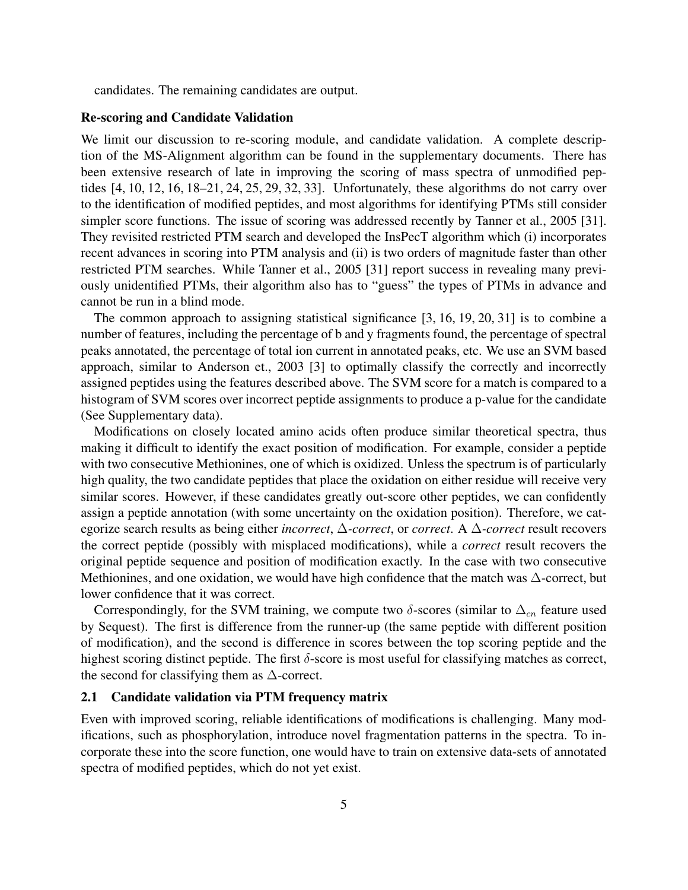candidates. The remaining candidates are output.

**Re-scoring and Candidate Validation**

We limit our discussion to re-scoring module, and candidate validation. A complete description of the MS-Alignment algorithm can be found in the supplementary documents. There has been extensive research of late in improving the scoring of mass spectra of unmodified peptides [4, 10, 12, 16, 18–21, 24, 25, 29, 32, 33]. Unfortunately, these algorithms do not carry over to the identification of modified peptides, and most algorithms for identifying PTMs still consider simpler score functions. The issue of scoring was addressed recently by Tanner et al., 2005 [31]. They revisited restricted PTM search and developed the InsPecT algorithm which (i) incorporates recent advances in scoring into PTM analysis and (ii) is two orders of magnitude faster than other restricted PTM searches. While Tanner et al., 2005 [31] report success in revealing many previously unidentified PTMs, their algorithm also has to "guess" the types of PTMs in advance and cannot be run in a blind mode.

The common approach to assigning statistical significance [3, 16, 19, 20, 31] is to combine a number of features, including the percentage of b and y fragments found, the percentage of spectral peaks annotated, the percentage of total ion current in annotated peaks, etc. We use an SVM based approach, similar to Anderson et., 2003 [3] to optimally classify the correctly and incorrectly assigned peptides using the features described above. The SVM score for a match is compared to a histogram of SVM scores over incorrect peptide assignments to produce a p-value for the candidate (See Supplementary data).

Modifications on closely located amino acids often produce similar theoretical spectra, thus making it difficult to identify the exact position of modification. For example, consider a peptide with two consecutive Methionines, one of which is oxidized. Unless the spectrum is of particularly high quality, the two candidate peptides that place the oxidation on either residue will receive very similar scores. However, if these candidates greatly out-score other peptides, we can confidently assign a peptide annotation (with some uncertainty on the oxidation position). Therefore, we categorize search results as being either *incorrect*, $\Delta$-*correct*, or *correct*. A $\Delta$-*correct* result recovers the correct peptide (possibly with misplaced modifications), while a *correct* result recovers the original peptide sequence and position of modification exactly. In the case with two consecutive Methionines, and one oxidation, we would have high confidence that the match was $\Delta$-correct, but lower confidence that it was correct.

Correspondingly, for the SVM training, we compute two $\delta$-scores (similar to $\Delta_{cn}$ feature used by Sequest). The first is difference from the runner-up (the same peptide with different position of modification), and the second is difference in scores between the top scoring peptide and the highest scoring distinct peptide. The first $\delta$-score is most useful for classifying matches as correct, the second for classifying them as $\Delta$-correct.

### 2.1 Candidate validation via PTM frequency matrix

Even with improved scoring, reliable identifications of modifications is challenging. Many modifications, such as phosphorylation, introduce novel fragmentation patterns in the spectra. To incorporate these into the score function, one would have to train on extensive data-sets of annotated spectra of modified peptides, which do not yet exist.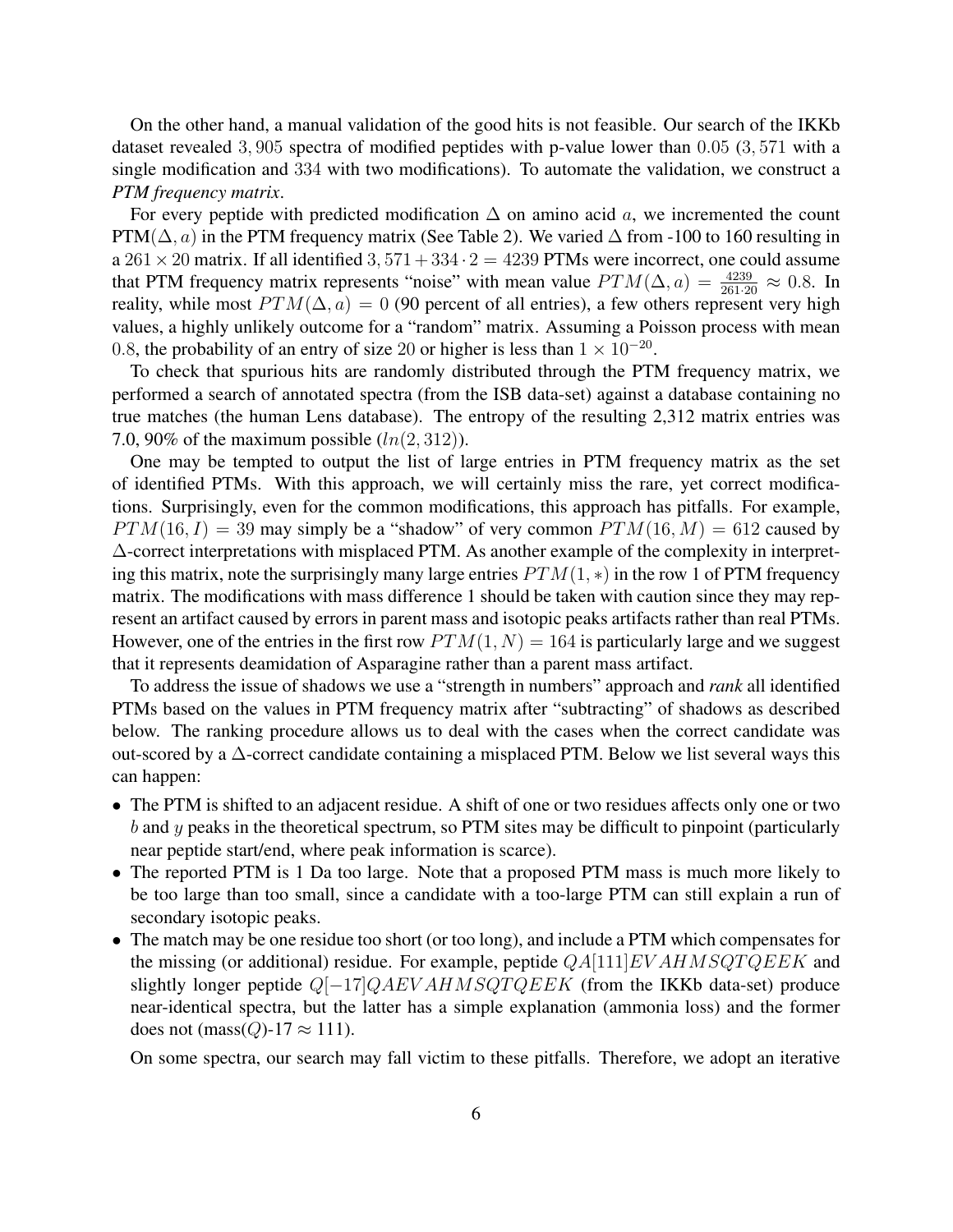On the other hand, a manual validation of the good hits is not feasible. Our search of the IKKb dataset revealed $3,905$ spectra of modified peptides with p-value lower than $0.05$ ($3,571$ with a single modification and $334$ with two modifications). To automate the validation, we construct a *PTM frequency matrix*.

For every peptide with predicted modification $\Delta$ on amino acid $a$, we incremented the count PTM($\Delta, a$) in the PTM frequency matrix (See Table 2). We varied $\Delta$ from -100 to 160 resulting in a $261 \times 20$ matrix. If all identified $3,571 + 334 \cdot 2 = 4239$ PTMs were incorrect, one could assume that PTM frequency matrix represents "noise" with mean value $PTM(\Delta, a) = \frac{4239}{261 \cdot 20} \approx 0.8$. In reality, while most $PTM(\Delta, a) = 0$ (90 percent of all entries), a few others represent very high values, a highly unlikely outcome for a "random" matrix. Assuming a Poisson process with mean $0.8$, the probability of an entry of size $20$ or higher is less than $1 \times 10^{-20}$.

To check that spurious hits are randomly distributed through the PTM frequency matrix, we performed a search of annotated spectra (from the ISB data-set) against a database containing no true matches (the human Lens database). The entropy of the resulting 2,312 matrix entries was 7.0, 90% of the maximum possible ($ln(2, 312)$).

One may be tempted to output the list of large entries in PTM frequency matrix as the set of identified PTMs. With this approach, we will certainly miss the rare, yet correct modifications. Surprisingly, even for the common modifications, this approach has pitfalls. For example, $PTM(16, I) = 39$ may simply be a "shadow" of very common $PTM(16, M) = 612$ caused by $\Delta$-correct interpretations with misplaced PTM. As another example of the complexity in interpreting this matrix, note the surprisingly many large entries $PTM(1, *)$ in the row 1 of PTM frequency matrix. The modifications with mass difference 1 should be taken with caution since they may represent an artifact caused by errors in parent mass and isotopic peaks artifacts rather than real PTMs. However, one of the entries in the first row $PTM(1, N) = 164$ is particularly large and we suggest that it represents deamidation of Asparagine rather than a parent mass artifact.

To address the issue of shadows we use a "strength in numbers" approach and *rank* all identified PTMs based on the values in PTM frequency matrix after "subtracting" of shadows as described below. The ranking procedure allows us to deal with the cases when the correct candidate was out-scored by a $\Delta$-correct candidate containing a misplaced PTM. Below we list several ways this can happen:

- The PTM is shifted to an adjacent residue. A shift of one or two residues affects only one or two $b$ and $y$ peaks in the theoretical spectrum, so PTM sites may be difficult to pinpoint (particularly near peptide start/end, where peak information is scarce).
- The reported PTM is 1 Da too large. Note that a proposed PTM mass is much more likely to be too large than too small, since a candidate with a too-large PTM can still explain a run of secondary isotopic peaks.
- The match may be one residue too short (or too long), and include a PTM which compensates for the missing (or additional) residue. For example, peptide $QA[111]EVAHMSQTQEEK$ and slightly longer peptide $Q[-17]QAEVAHMSQTQEEK$ (from the IKKb data-set) produce near-identical spectra, but the latter has a simple explanation (ammonia loss) and the former does not (mass($Q$)-17 $\approx$ 111).

On some spectra, our search may fall victim to these pitfalls. Therefore, we adopt an iterative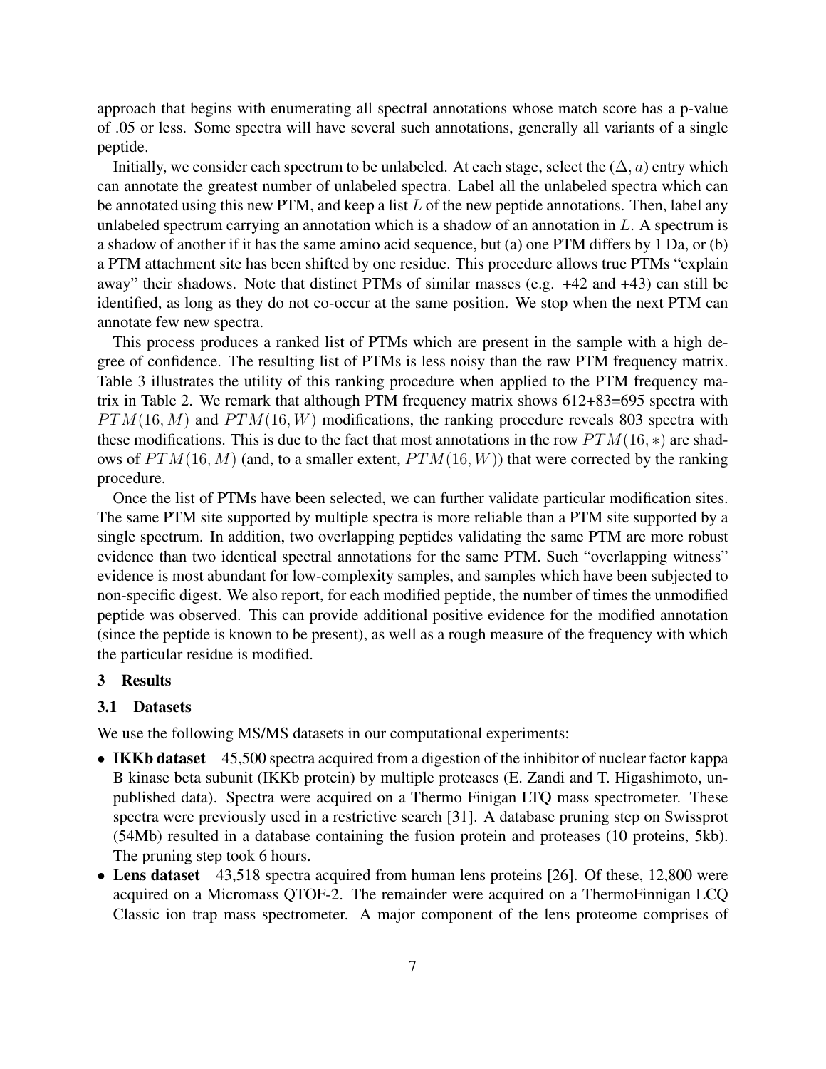approach that begins with enumerating all spectral annotations whose match score has a p-value of .05 or less. Some spectra will have several such annotations, generally all variants of a single peptide.

Initially, we consider each spectrum to be unlabeled. At each stage, select the $(\Delta, a)$ entry which can annotate the greatest number of unlabeled spectra. Label all the unlabeled spectra which can be annotated using this new PTM, and keep a list $L$ of the new peptide annotations. Then, label any unlabeled spectrum carrying an annotation which is a shadow of an annotation in $L$. A spectrum is a shadow of another if it has the same amino acid sequence, but (a) one PTM differs by 1 Da, or (b) a PTM attachment site has been shifted by one residue. This procedure allows true PTMs "explain away" their shadows. Note that distinct PTMs of similar masses (e.g. +42 and +43) can still be identified, as long as they do not co-occur at the same position. We stop when the next PTM can annotate few new spectra.

This process produces a ranked list of PTMs which are present in the sample with a high degree of confidence. The resulting list of PTMs is less noisy than the raw PTM frequency matrix. Table 3 illustrates the utility of this ranking procedure when applied to the PTM frequency matrix in Table 2. We remark that although PTM frequency matrix shows 612+83=695 spectra with $PTM(16, M)$ and $PTM(16, W)$ modifications, the ranking procedure reveals 803 spectra with these modifications. This is due to the fact that most annotations in the row $PTM(16, *)$ are shadows of $PTM(16, M)$ (and, to a smaller extent, $PTM(16, W)$) that were corrected by the ranking procedure.

Once the list of PTMs have been selected, we can further validate particular modification sites. The same PTM site supported by multiple spectra is more reliable than a PTM site supported by a single spectrum. In addition, two overlapping peptides validating the same PTM are more robust evidence than two identical spectral annotations for the same PTM. Such "overlapping witness" evidence is most abundant for low-complexity samples, and samples which have been subjected to non-specific digest. We also report, for each modified peptide, the number of times the unmodified peptide was observed. This can provide additional positive evidence for the modified annotation (since the peptide is known to be present), as well as a rough measure of the frequency with which the particular residue is modified.

## 3 Results

### 3.1 Datasets

We use the following MS/MS datasets in our computational experiments:

- **IKKb dataset** 45,500 spectra acquired from a digestion of the inhibitor of nuclear factor kappa B kinase beta subunit (IKKb protein) by multiple proteases (E. Zandi and T. Higashimoto, unpublished data). Spectra were acquired on a Thermo Finigan LTQ mass spectrometer. These spectra were previously used in a restrictive search [31]. A database pruning step on Swissprot (54Mb) resulted in a database containing the fusion protein and proteases (10 proteins, 5kb). The pruning step took 6 hours.
- **Lens dataset** 43,518 spectra acquired from human lens proteins [26]. Of these, 12,800 were acquired on a Micromass QTOF-2. The remainder were acquired on a ThermoFinnigan LCQ Classic ion trap mass spectrometer. A major component of the lens proteome comprises of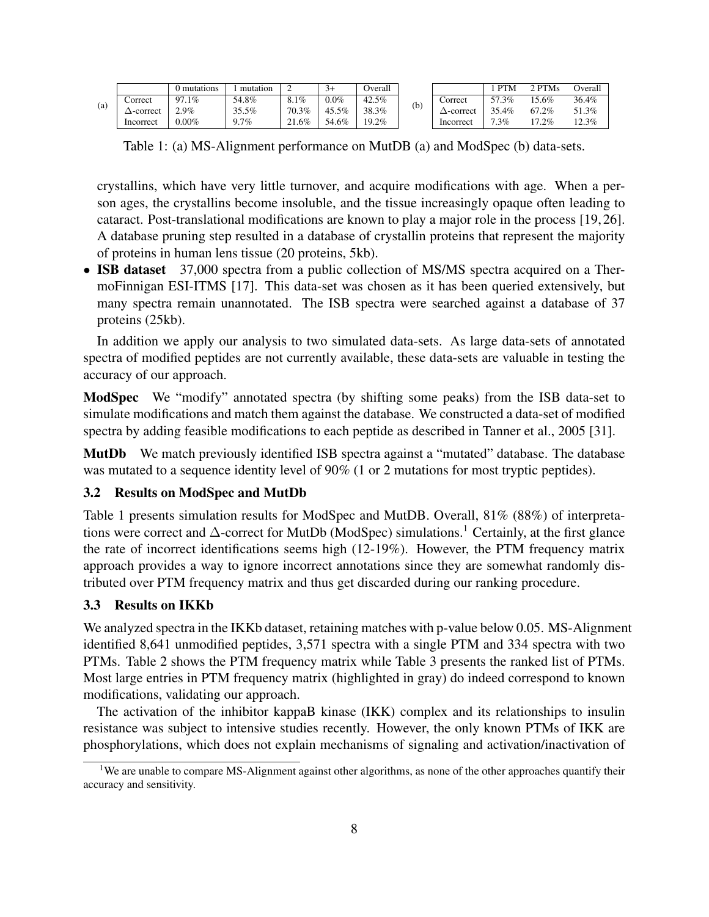(a)

| | 0 mutations | 1 mutation | 2 | 3+ | Overall |
|---|---|---|---|---|---|
| Correct | 97.1% | 54.8% | 8.1% | 0.0% | 42.5% |
| $\Delta$-correct | 2.9% | 35.5% | 70.3% | 45.5% | 38.3% |
| Incorrect | 0.00% | 9.7% | 21.6% | 54.6% | 19.2% |

(b)

| | 1 PTM | 2 PTMs | Overall |
|---|---|---|---|
| Correct | 57.3% | 15.6% | 36.4% |
| $\Delta$-correct | 35.4% | 67.2% | 51.3% |
| Incorrect | 7.3% | 17.2% | 12.3% |

Table 1: (a) MS-Alignment performance on MutDB (a) and ModSpec (b) data-sets.

crystallins, which have very little turnover, and acquire modifications with age. When a person ages, the crystallins become insoluble, and the tissue increasingly opaque often leading to cataract. Post-translational modifications are known to play a major role in the process [19, 26]. A database pruning step resulted in a database of crystallin proteins that represent the majority of proteins in human lens tissue (20 proteins, 5kb).

- **ISB dataset** 37,000 spectra from a public collection of MS/MS spectra acquired on a ThermoFinnigan ESI-ITMS [17]. This data-set was chosen as it has been queried extensively, but many spectra remain unannotated. The ISB spectra were searched against a database of 37 proteins (25kb).

In addition we apply our analysis to two simulated data-sets. As large data-sets of annotated spectra of modified peptides are not currently available, these data-sets are valuable in testing the accuracy of our approach.

**ModSpec** We "modify" annotated spectra (by shifting some peaks) from the ISB data-set to simulate modifications and match them against the database. We constructed a data-set of modified spectra by adding feasible modifications to each peptide as described in Tanner et al., 2005 [31].

**MutDb** We match previously identified ISB spectra against a "mutated" database. The database was mutated to a sequence identity level of 90% (1 or 2 mutations for most tryptic peptides).

### 3.2 Results on ModSpec and MutDb

Table 1 presents simulation results for ModSpec and MutDB. Overall, 81% (88%) of interpretations were correct and $\Delta$-correct for MutDb (ModSpec) simulations.[1] Certainly, at the first glance the rate of incorrect identifications seems high (12-19%). However, the PTM frequency matrix approach provides a way to ignore incorrect annotations since they are somewhat randomly distributed over PTM frequency matrix and thus get discarded during our ranking procedure.

### 3.3 Results on IKKb

We analyzed spectra in the IKKb dataset, retaining matches with p-value below 0.05. MS-Alignment identified 8,641 unmodified peptides, 3,571 spectra with a single PTM and 334 spectra with two PTMs. Table 2 shows the PTM frequency matrix while Table 3 presents the ranked list of PTMs. Most large entries in PTM frequency matrix (highlighted in gray) do indeed correspond to known modifications, validating our approach.

The activation of the inhibitor kappaB kinase (IKK) complex and its relationships to insulin resistance was subject to intensive studies recently. However, the only known PTMs of IKK are phosphorylations, which does not explain mechanisms of signaling and activation/inactivation of

[1] We are unable to compare MS-Alignment against other algorithms, as none of the other approaches quantify their accuracy and sensitivity.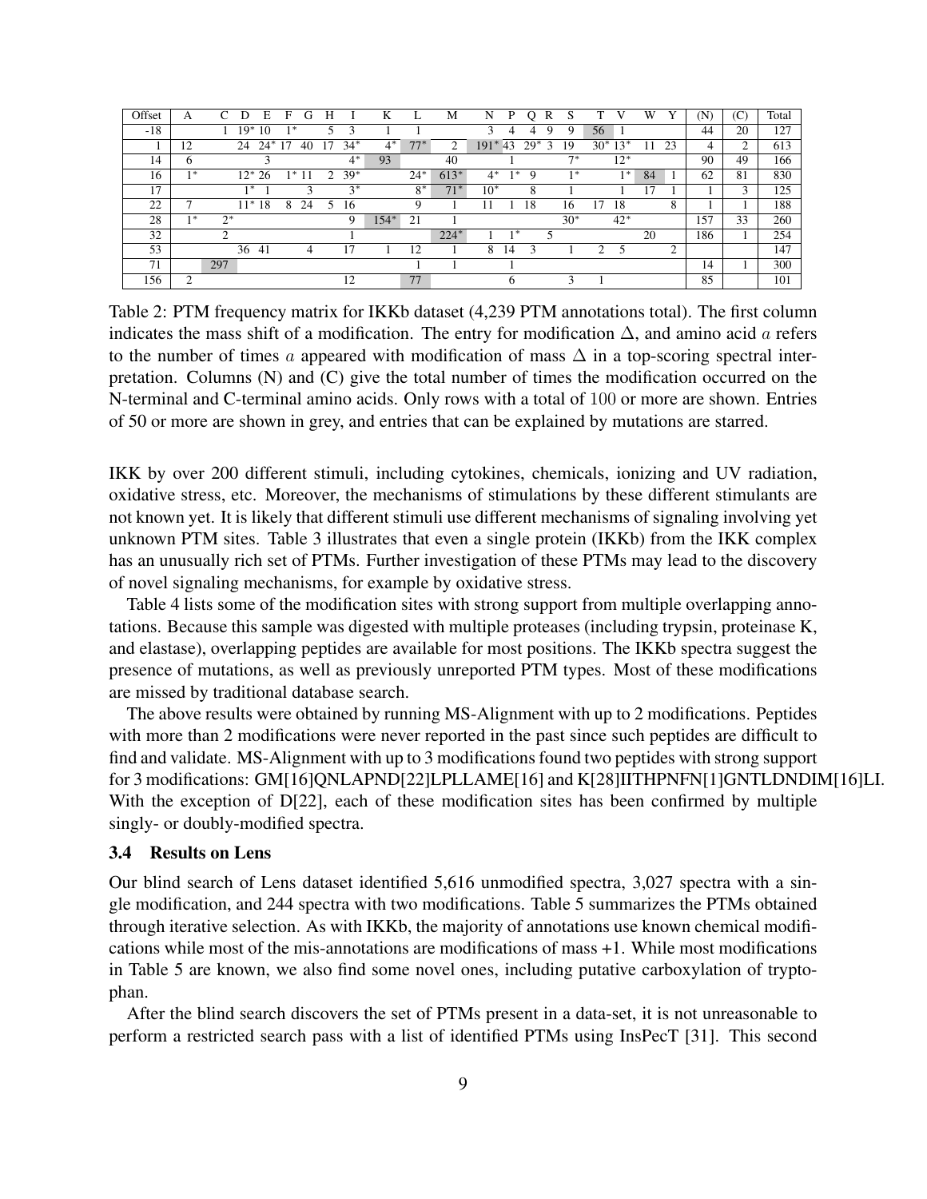| Offset | A | C | D | E | F | G | H | I | K | L | M | N | P | Q | R | S | T | V | W | Y | (N) | (C) | Total |
|---|---|---|---|---|---|---|---|---|---|---|---|---|---|---|---|---|---|---|---|---|---|---|---|
| -18 | | 1 | 19* | 10 | 1* | | 5 | 3 | 1 | 1 | | 3 | 4 | 4 | 9 | 9 | 56 | 1 | | | 44 | 20 | 127 |
| 1 | 12 | | 24 | 24* | 17 | 40 | 17 | 34* | 4* | 77* | 2 | 191* | 43 | 29* | 3 | 19 | 30* | 13* | 11 | 23 | 4 | 2 | 613 |
| 14 | 6 | | | 3 | | | | 4* | 93 | | 40 | | 1 | | | 7* | | 12* | | | 90 | 49 | 166 |
| 16 | 1* | | 12* | 26 | 1* | 11 | 2 | 39* | | 24* | 613* | 4* | 1* | 9 | | 1* | | 1* | 84 | 1 | 62 | 81 | 830 |
| 17 | | | 1* | 1 | | 3 | | 3* | | 8* | 71* | 10* | | 8 | | 1 | | 1 | 17 | 1 | 1 | 3 | 125 |
| 22 | 7 | | 11* | 18 | 8 | 24 | 5 | 16 | | 9 | 1 | 11 | 1 | 18 | | 16 | 17 | 18 | | 8 | 1 | 1 | 188 |
| 28 | 1* | 2* | | | | | | 9 | 154* | 21 | 1 | | | | | 30* | | 42* | | | 157 | 33 | 260 |
| 32 | | 2 | | | | | | 1 | | | 224* | 1 | 1* | | 5 | | | | 20 | | 186 | 1 | 254 |
| 53 | | | 36 | 41 | | 4 | | 17 | 1 | 12 | 1 | 8 | 14 | 3 | | 1 | 2 | 5 | | 2 | | | 147 |
| 71 | | 297 | | | | | | | | 1 | 1 | | 1 | | | | | | | | 14 | 1 | 300 |
| 156 | 2 | | | | | | | 12 | | 77 | | | 6 | | | 3 | 1 | | | | 85 | | 101 |

Table 2: PTM frequency matrix for IKKb dataset (4,239 PTM annotations total). The first column indicates the mass shift of a modification. The entry for modification $\Delta$, and amino acid $a$ refers to the number of times $a$ appeared with modification of mass $\Delta$ in a top-scoring spectral interpretation. Columns (N) and (C) give the total number of times the modification occurred on the N-terminal and C-terminal amino acids. Only rows with a total of 100 or more are shown. Entries of 50 or more are shown in grey, and entries that can be explained by mutations are starred.

IKK by over 200 different stimuli, including cytokines, chemicals, ionizing and UV radiation, oxidative stress, etc. Moreover, the mechanisms of stimulations by these different stimulants are not known yet. It is likely that different stimuli use different mechanisms of signaling involving yet unknown PTM sites. Table 3 illustrates that even a single protein (IKKb) from the IKK complex has an unusually rich set of PTMs. Further investigation of these PTMs may lead to the discovery of novel signaling mechanisms, for example by oxidative stress.

Table 4 lists some of the modification sites with strong support from multiple overlapping annotations. Because this sample was digested with multiple proteases (including trypsin, proteinase K, and elastase), overlapping peptides are available for most positions. The IKKb spectra suggest the presence of mutations, as well as previously unreported PTM types. Most of these modifications are missed by traditional database search.

The above results were obtained by running MS-Alignment with up to 2 modifications. Peptides with more than 2 modifications were never reported in the past since such peptides are difficult to find and validate. MS-Alignment with up to 3 modifications found two peptides with strong support for 3 modifications: GM[16]QNLAPND[22]LPLLAME[16] and K[28]IITHPNFN[1]GNTLDNDIM[16]LI. With the exception of D[22], each of these modification sites has been confirmed by multiple singly- or doubly-modified spectra.

### 3.4 Results on Lens

Our blind search of Lens dataset identified 5,616 unmodified spectra, 3,027 spectra with a single modification, and 244 spectra with two modifications. Table 5 summarizes the PTMs obtained through iterative selection. As with IKKb, the majority of annotations use known chemical modifications while most of the mis-annotations are modifications of mass +1. While most modifications in Table 5 are known, we also find some novel ones, including putative carboxylation of tryptophan.

After the blind search discovers the set of PTMs present in a data-set, it is not unreasonable to perform a restricted search pass with a list of identified PTMs using InsPecT [31]. This second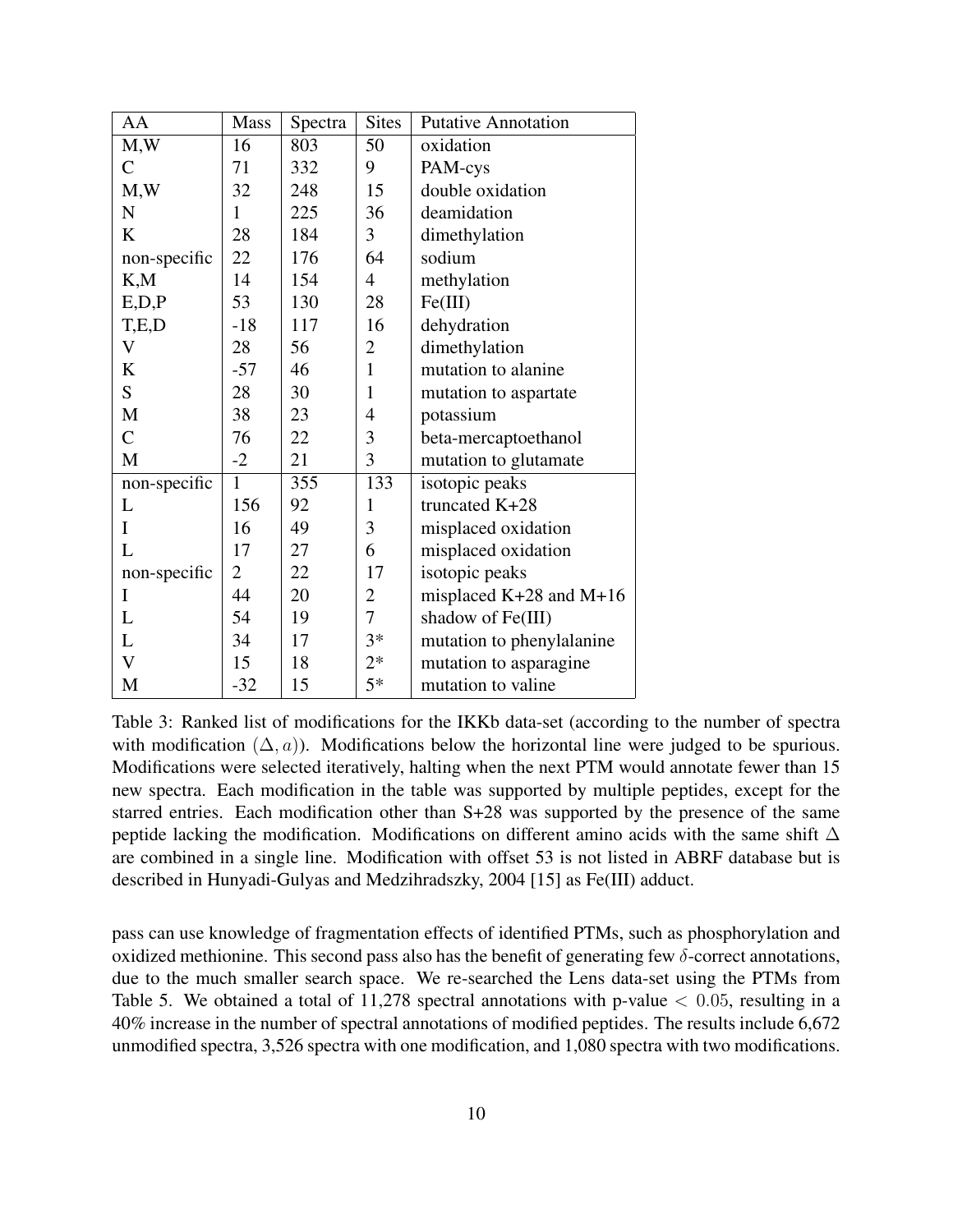| AA | Mass | Spectra | Sites | Putative Annotation |
|---|---|---|---|---|
| M,W | 16 | 803 | 50 | oxidation |
| C | 71 | 332 | 9 | PAM-cys |
| M,W | 32 | 248 | 15 | double oxidation |
| N | 1 | 225 | 36 | deamidation |
| K | 28 | 184 | 3 | dimethylation |
| non-specific | 22 | 176 | 64 | sodium |
| K,M | 14 | 154 | 4 | methylation |
| E,D,P | 53 | 130 | 28 | Fe(III) |
| T,E,D | -18 | 117 | 16 | dehydration |
| V | 28 | 56 | 2 | dimethylation |
| K | -57 | 46 | 1 | mutation to alanine |
| S | 28 | 30 | 1 | mutation to aspartate |
| M | 38 | 23 | 4 | potassium |
| C | 76 | 22 | 3 | beta-mercaptoethanol |
| M | -2 | 21 | 3 | mutation to glutamate |
| non-specific | 1 | 355 | 133 | isotopic peaks |
| L | 156 | 92 | 1 | truncated K+28 |
| I | 16 | 49 | 3 | misplaced oxidation |
| L | 17 | 27 | 6 | misplaced oxidation |
| non-specific | 2 | 22 | 17 | isotopic peaks |
| I | 44 | 20 | 2 | misplaced K+28 and M+16 |
| L | 54 | 19 | 7 | shadow of Fe(III) |
| L | 34 | 17 | 3* | mutation to phenylalanine |
| V | 15 | 18 | 2* | mutation to asparagine |
| M | -32 | 15 | 5* | mutation to valine |

Table 3: Ranked list of modifications for the IKKb data-set (according to the number of spectra with modification $(\Delta, a)$). Modifications below the horizontal line were judged to be spurious. Modifications were selected iteratively, halting when the next PTM would annotate fewer than 15 new spectra. Each modification in the table was supported by multiple peptides, except for the starred entries. Each modification other than S+28 was supported by the presence of the same peptide lacking the modification. Modifications on different amino acids with the same shift $\Delta$ are combined in a single line. Modification with offset 53 is not listed in ABRF database but is described in Hunyadi-Gulyas and Medzihradszky, 2004 [15] as Fe(III) adduct.

pass can use knowledge of fragmentation effects of identified PTMs, such as phosphorylation and oxidized methionine. This second pass also has the benefit of generating few $\delta$-correct annotations, due to the much smaller search space. We re-searched the Lens data-set using the PTMs from Table 5. We obtained a total of 11,278 spectral annotations with p-value $< 0.05$, resulting in a 40% increase in the number of spectral annotations of modified peptides. The results include 6,672 unmodified spectra, 3,526 spectra with one modification, and 1,080 spectra with two modifications.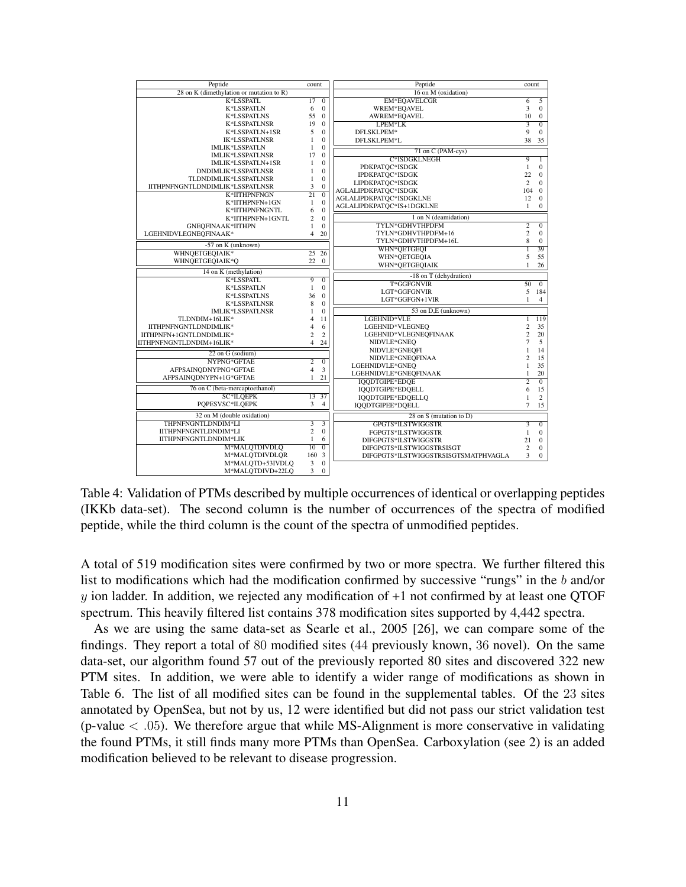| Peptide | count | |
|---|---|---|
| 28 on K (dimethylation or mutation to R) | | |
| K*LSSPATL | 17 | 0 |
| K*LSSPATLN | 6 | 0 |
| K*LSSPATLNS | 55 | 0 |
| K*LSSPATLNSR | 19 | 0 |
| K*LSSPATLN+1SR | 5 | 0 |
| IK*LSSPATLNSR | 1 | 0 |
| IMLIK*LSSPATLN | 1 | 0 |
| IMLIK*LSSPATLNSR | 17 | 0 |
| IMLIK*LSSPATLN+1SR | 1 | 0 |
| DNDIMLIK*LSSPATLNSR | 1 | 0 |
| TLDNDIMLIK*LSSPATLNSR | 1 | 0 |
| IITHPNFNGNTLDNDIMLIK*LSSPATLNSR | 3 | 0 |
| K*IITHPNFNGN | 21 | 0 |
| K*IITHPNFN+1GN | 1 | 0 |
| K*IITHPNFNGNTL | 6 | 0 |
| K*IITHPNFN+1GNTL | 2 | 0 |
| GNEQFINAAK*IITHPN | 1 | 0 |
| LGEHNIDVLEGNEQFINAAK* | 4 | 20 |
| -57 on K (unknown) | | |
| WHNQETGEQIAIK* | 25 | 26 |
| WHNQETGEQIAIK*Q | 22 | 0 |
| 14 on K (methylation) | | |
| K*LSSPATL | 9 | 0 |
| K*LSSPATLN | 1 | 0 |
| K*LSSPATLNS | 36 | 0 |
| K*LSSPATLNSR | 8 | 0 |
| IMLIK*LSSPATLNSR | 1 | 0 |
| TLDNDIM+16LIK* | 4 | 11 |
| IITHPNFNGNTLDNDIMLIK* | 4 | 6 |
| IITHPNFN+1GNTLDNDIMLIK* | 2 | 2 |
| IITHPNFNGNTLDNDIM+16LIK* | 4 | 24 |
| 22 on G (sodium) | | |
| NYPNG*GFTAE | 2 | 0 |
| AFPSAINQDNYPNG*GFTAE | 4 | 3 |
| AFPSAINQDNYPN+1G*GFTAE | 1 | 21 |
| 76 on C (beta-mercaptoethanol) | | |
| SC*ILQEPK | 13 | 37 |
| PQPESVSC*ILQEPK | 3 | 4 |
| 32 on M (double oxidation) | | |
| THPNFNGNTLDNDIM*LI | 3 | 3 |
| IITHPNFNGNTLDNDIM*LI | 2 | 0 |
| IITHPNFNGNTLDNDIM*LIK | 1 | 6 |
| M*MALQTDIVDLQ | 10 | 0 |
| M*MALQTDIVDLQR | 160 | 3 |
| M*MALQTD+53IVDLQ | 3 | 0 |
| M*MALQTDIVD+22LQ | 3 | 0 |

| Peptide | count | |
|---|---|---|
| 16 on M (oxidation) | | |
| EM*EQAVELCGR | 6 | 5 |
| WREM*EQAVEL | 3 | 0 |
| AWREM*EQAVEL | 10 | 0 |
| LPEM*LK | 3 | 0 |
| DFLSKLPEM* | 9 | 0 |
| DFLSKLPEM*L | 38 | 35 |
| 71 on C (PAM-cys) | | |
| C*ISDGKLNEGH | 9 | 1 |
| PDKPATQC*ISDGK | 1 | 0 |
| IPDKPATQC*ISDGK | 22 | 0 |
| LIPDKPATQC*ISDGK | 2 | 0 |
| AGLALIPDKPATQC*ISDGK | 104 | 0 |
| AGLALIPDKPATQC*ISDGKLNE | 12 | 0 |
| AGLALIPDKPATQC*IS+1DGKLNE | 1 | 0 |
| 1 on N (deamidation) | | |
| TYLN*GDHVTHPDFM | 2 | 0 |
| TYLN*GDHVTHPDFM+16 | 2 | 0 |
| TYLN*GDHVTHPDFM+16L | 8 | 0 |
| WHN*QETGEQI | 1 | 39 |
| WHN*QETGEQIA | 5 | 55 |
| WHN*QETGEQIAIK | 1 | 26 |
| -18 on T (dehydration) | | |
| T*GGFGNVIR | 50 | 0 |
| LGT*GGFGNVIR | 5 | 184 |
| LGT*GGFGN+1VIR | 1 | 4 |
| 53 on D,E (unknown) | | |
| LGEHNID*VLE | 1 | 119 |
| LGEHNID*VLEGNEQ | 2 | 35 |
| LGEHNID*VLEGNEQFINAAK | 2 | 20 |
| NIDVLE*GNEQ | 7 | 5 |
| NIDVLE*GNEQFI | 1 | 14 |
| NIDVLE*GNEQFINAA | 2 | 15 |
| LGEHNIDVLE*GNEQ | 1 | 35 |
| LGEHNIDVLE*GNEQFINAAK | 1 | 20 |
| IQQDTGIPE*EDQE | 2 | 0 |
| IQQDTGIPE*EDQELL | 6 | 15 |
| IQQDTGIPE*EDQELLQ | 1 | 2 |
| IQQDTGIPEE*DQELL | 7 | 15 |
| 28 on S (mutation to D) | | |
| GPGTS*ILSTWIGGSTR | 3 | 0 |
| FGPGTS*ILSTWIGGSTR | 1 | 0 |
| DIFGPGTS*ILSTWIGGSTR | 21 | 0 |
| DIFGPGTS*ILSTWIGGSTRSISGT | 2 | 0 |
| DIFGPGTS*ILSTWIGGSTRSISGTSMATPHVAGLA | 3 | 0 |

Table 4: Validation of PTMs described by multiple occurrences of identical or overlapping peptides (IKKb data-set). The second column is the number of occurrences of the spectra of modified peptide, while the third column is the count of the spectra of unmodified peptides.

A total of 519 modification sites were confirmed by two or more spectra. We further filtered this list to modifications which had the modification confirmed by successive "rungs" in the $b$ and/or $y$ ion ladder. In addition, we rejected any modification of +1 not confirmed by at least one QTOF spectrum. This heavily filtered list contains 378 modification sites supported by 4,442 spectra.

As we are using the same data-set as Searle et al., 2005 [26], we can compare some of the findings. They report a total of 80 modified sites (44 previously known, 36 novel). On the same data-set, our algorithm found 57 out of the previously reported 80 sites and discovered 322 new PTM sites. In addition, we were able to identify a wider range of modifications as shown in Table 6. The list of all modified sites can be found in the supplemental tables. Of the 23 sites annotated by OpenSea, but not by us, 12 were identified but did not pass our strict validation test (p-value $< .05$). We therefore argue that while MS-Alignment is more conservative in validating the found PTMs, it still finds many more PTMs than OpenSea. Carboxylation (see 2) is an added modification believed to be relevant to disease progression.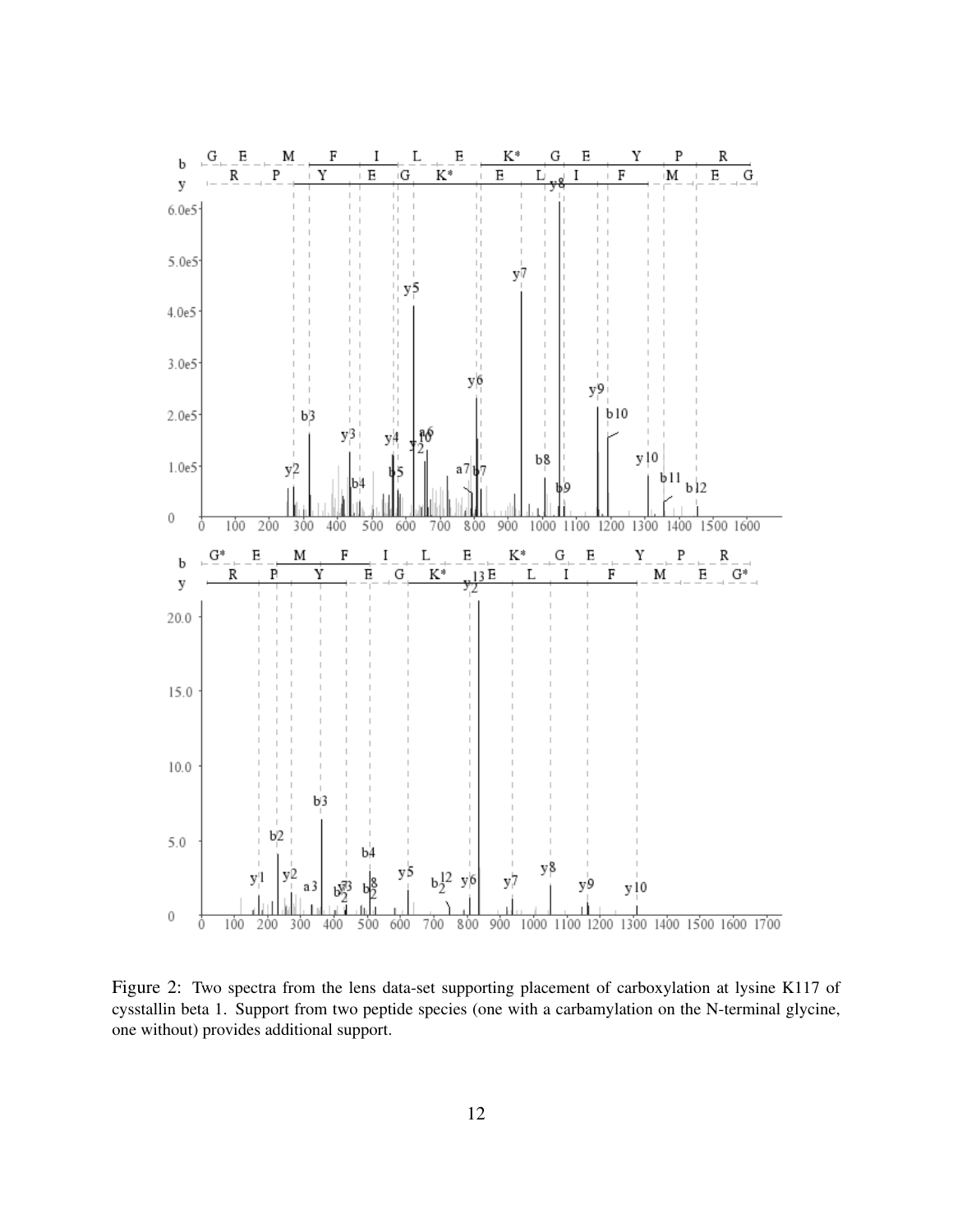Figure 2: Two spectra from the lens data-set supporting placement of carboxylation at lysine K117 of cysstallin beta 1. Support from two peptide species (one with a carbamylation on the N-terminal glycine, one without) provides additional support.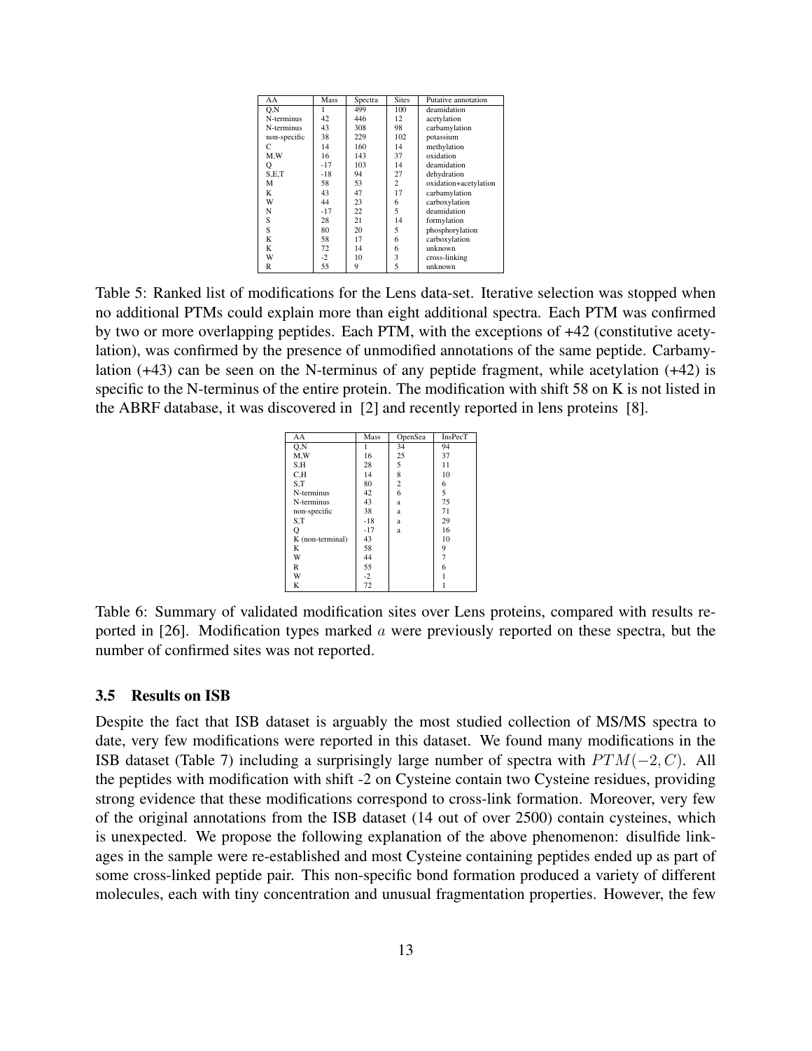| AA | Mass | Spectra | Sites | Putative annotation |
|---|---|---|---|---|
| Q,N | 1 | 499 | 100 | deamidation |
| N-terminus | 42 | 446 | 12 | acetylation |
| N-terminus | 43 | 308 | 98 | carbamylation |
| non-specific | 38 | 229 | 102 | potassium |
| C | 14 | 160 | 14 | methylation |
| M,W | 16 | 143 | 37 | oxidation |
| Q | -17 | 103 | 14 | deamidation |
| S,E,T | -18 | 94 | 27 | dehydration |
| M | 58 | 53 | 2 | oxidation+acetylation |
| K | 43 | 47 | 17 | carbamylation |
| W | 44 | 23 | 6 | carboxylation |
| N | -17 | 22 | 5 | deamidation |
| S | 28 | 21 | 14 | formylation |
| S | 80 | 20 | 5 | phosphorylation |
| K | 58 | 17 | 6 | carboxylation |
| K | 72 | 14 | 6 | unknown |
| W | -2 | 10 | 3 | cross-linking |
| R | 55 | 9 | 5 | unknown |

Table 5: Ranked list of modifications for the Lens data-set. Iterative selection was stopped when no additional PTMs could explain more than eight additional spectra. Each PTM was confirmed by two or more overlapping peptides. Each PTM, with the exceptions of +42 (constitutive acetylation), was confirmed by the presence of unmodified annotations of the same peptide. Carbamylation (+43) can be seen on the N-terminus of any peptide fragment, while acetylation (+42) is specific to the N-terminus of the entire protein. The modification with shift 58 on K is not listed in the ABRF database, it was discovered in [2] and recently reported in lens proteins [8].

| AA | Mass | OpenSea | InsPecT |
|---|---|---|---|
| Q,N | 1 | 34 | 94 |
| M,W | 16 | 25 | 37 |
| S,H | 28 | 5 | 11 |
| C,H | 14 | 8 | 10 |
| S,T | 80 | 2 | 6 |
| N-terminus | 42 | 6 | 5 |
| N-terminus | 43 | a | 75 |
| non-specific | 38 | a | 71 |
| S,T | -18 | a | 29 |
| Q | -17 | a | 16 |
| K (non-terminal) | 43 | | 10 |
| K | 58 | | 9 |
| W | 44 | | 7 |
| R | 55 | | 6 |
| W | -2 | | 1 |
| K | 72 | | 1 |

Table 6: Summary of validated modification sites over Lens proteins, compared with results reported in [26]. Modification types marked $a$ were previously reported on these spectra, but the number of confirmed sites was not reported.

### 3.5 Results on ISB

Despite the fact that ISB dataset is arguably the most studied collection of MS/MS spectra to date, very few modifications were reported in this dataset. We found many modifications in the ISB dataset (Table 7) including a surprisingly large number of spectra with $PTM(-2, C)$. All the peptides with modification with shift -2 on Cysteine contain two Cysteine residues, providing strong evidence that these modifications correspond to cross-link formation. Moreover, very few of the original annotations from the ISB dataset (14 out of over 2500) contain cysteines, which is unexpected. We propose the following explanation of the above phenomenon: disulfide linkages in the sample were re-established and most Cysteine containing peptides ended up as part of some cross-linked peptide pair. This non-specific bond formation produced a variety of different molecules, each with tiny concentration and unusual fragmentation properties. However, the few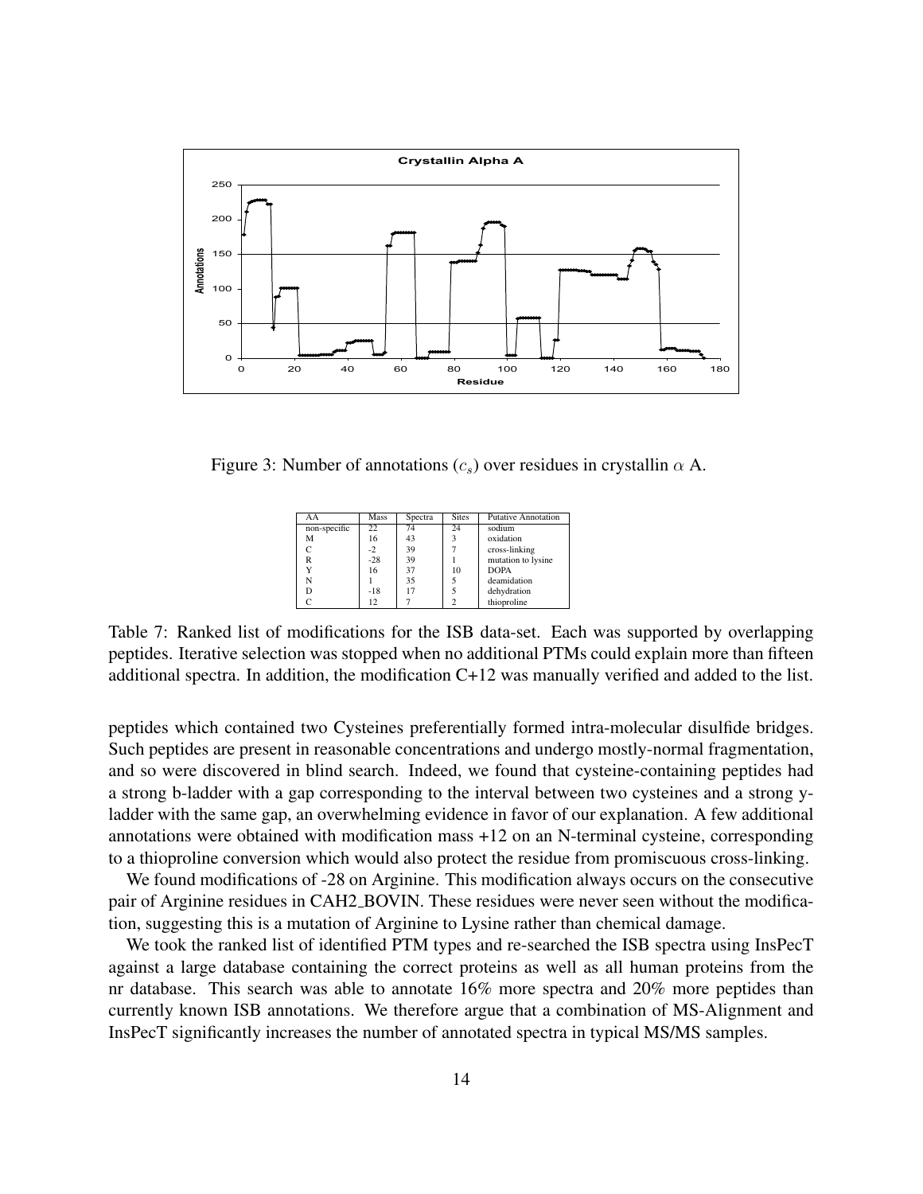Figure 3: Number of annotations ($c_s$) over residues in crystallin $\alpha$ A.

| AA | Mass | Spectra | Sites | Putative Annotation |
|---|---|---|---|---|
| non-specific | 22 | 74 | 24 | sodium |
| M | 16 | 43 | 3 | oxidation |
| C | -2 | 39 | 7 | cross-linking |
| R | -28 | 39 | 1 | mutation to lysine |
| Y | 16 | 37 | 10 | DOPA |
| N | 1 | 35 | 5 | deamidation |
| D | -18 | 17 | 5 | dehydration |
| C | 12 | 7 | 2 | thioproline |

Table 7: Ranked list of modifications for the ISB data-set. Each was supported by overlapping peptides. Iterative selection was stopped when no additional PTMs could explain more than fifteen additional spectra. In addition, the modification C+12 was manually verified and added to the list.

peptides which contained two Cysteines preferentially formed intra-molecular disulfide bridges. Such peptides are present in reasonable concentrations and undergo mostly-normal fragmentation, and so were discovered in blind search. Indeed, we found that cysteine-containing peptides had a strong b-ladder with a gap corresponding to the interval between two cysteines and a strong y-ladder with the same gap, an overwhelming evidence in favor of our explanation. A few additional annotations were obtained with modification mass +12 on an N-terminal cysteine, corresponding to a thioproline conversion which would also protect the residue from promiscuous cross-linking.

We found modifications of -28 on Arginine. This modification always occurs on the consecutive pair of Arginine residues in CAH2_BOVIN. These residues were never seen without the modification, suggesting this is a mutation of Arginine to Lysine rather than chemical damage.

We took the ranked list of identified PTM types and re-searched the ISB spectra using InsPecT against a large database containing the correct proteins as well as all human proteins from the nr database. This search was able to annotate 16% more spectra and 20% more peptides than currently known ISB annotations. We therefore argue that a combination of MS-Alignment and InsPecT significantly increases the number of annotated spectra in typical MS/MS samples.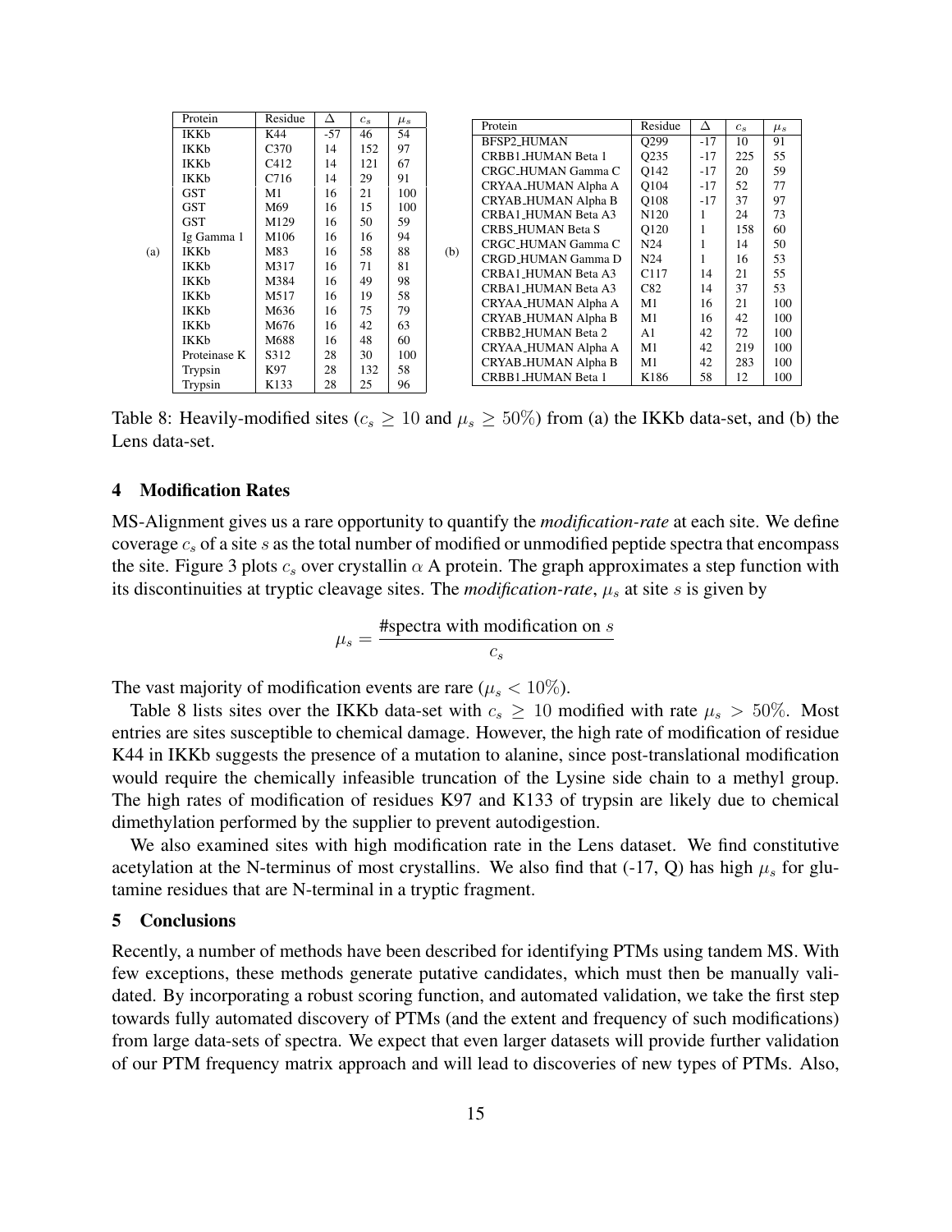(a)

| Protein | Residue | $\Delta$ | $c_s$ | $\mu_s$ |
|---|---|---|---|---|
| IKKb | K44 | -57 | 46 | 54 |
| IKKb | C370 | 14 | 152 | 97 |
| IKKb | C412 | 14 | 121 | 67 |
| IKKb | C716 | 14 | 29 | 91 |
| GST | M1 | 16 | 21 | 100 |
| GST | M69 | 16 | 15 | 100 |
| GST | M129 | 16 | 50 | 59 |
| Ig Gamma 1 | M106 | 16 | 16 | 94 |
| IKKb | M83 | 16 | 58 | 88 |
| IKKb | M317 | 16 | 71 | 81 |
| IKKb | M384 | 16 | 49 | 98 |
| IKKb | M517 | 16 | 19 | 58 |
| IKKb | M636 | 16 | 75 | 79 |
| IKKb | M676 | 16 | 42 | 63 |
| IKKb | M688 | 16 | 48 | 60 |
| Proteinase K | S312 | 28 | 30 | 100 |
| Trypsin | K97 | 28 | 132 | 58 |
| Trypsin | K133 | 28 | 25 | 96 |

(b)

| Protein | Residue | $\Delta$ | $c_s$ | $\mu_s$ |
|---|---|---|---|---|
| BFSP2_HUMAN | Q299 | -17 | 10 | 91 |
| CRBB1_HUMAN Beta 1 | Q235 | -17 | 225 | 55 |
| CRGC_HUMAN Gamma C | Q142 | -17 | 20 | 59 |
| CRYAA_HUMAN Alpha A | Q104 | -17 | 52 | 77 |
| CRYAB_HUMAN Alpha B | Q108 | -17 | 37 | 97 |
| CRBA1_HUMAN Beta A3 | N120 | 1 | 24 | 73 |
| CRBS_HUMAN Beta S | Q120 | 1 | 158 | 60 |
| CRGC_HUMAN Gamma C | N24 | 1 | 14 | 50 |
| CRGD_HUMAN Gamma D | N24 | 1 | 16 | 53 |
| CRBA1_HUMAN Beta A3 | C117 | 14 | 21 | 55 |
| CRBA1_HUMAN Beta A3 | C82 | 14 | 37 | 53 |
| CRYAA_HUMAN Alpha A | M1 | 16 | 21 | 100 |
| CRYAB_HUMAN Alpha B | M1 | 16 | 42 | 100 |
| CRBB2_HUMAN Beta 2 | A1 | 42 | 72 | 100 |
| CRYAA_HUMAN Alpha A | M1 | 42 | 219 | 100 |
| CRYAB_HUMAN Alpha B | M1 | 42 | 283 | 100 |
| CRBB1_HUMAN Beta 1 | K186 | 58 | 12 | 100 |

Table 8: Heavily-modified sites ($c_s \geq 10$ and $\mu_s \geq 50\%$) from (a) the IKKb data-set, and (b) the Lens data-set.

## 4 Modification Rates

MS-Alignment gives us a rare opportunity to quantify the *modification-rate* at each site. We define coverage $c_s$ of a site $s$ as the total number of modified or unmodified peptide spectra that encompass the site. Figure 3 plots $c_s$ over crystallin $\alpha$ A protein. The graph approximates a step function with its discontinuities at tryptic cleavage sites. The *modification-rate*, $\mu_s$ at site $s$ is given by

$$\mu_s = \frac{\text{\#spectra with modification on } s}{c_s}$$

The vast majority of modification events are rare ($\mu_s < 10\%$).

Table 8 lists sites over the IKKb data-set with $c_s \geq 10$ modified with rate $\mu_s > 50\%$. Most entries are sites susceptible to chemical damage. However, the high rate of modification of residue K44 in IKKb suggests the presence of a mutation to alanine, since post-translational modification would require the chemically infeasible truncation of the Lysine side chain to a methyl group. The high rates of modification of residues K97 and K133 of trypsin are likely due to chemical dimethylation performed by the supplier to prevent autodigestion.

We also examined sites with high modification rate in the Lens dataset. We find constitutive acetylation at the N-terminus of most crystallins. We also find that (-17, Q) has high $\mu_s$ for glutamine residues that are N-terminal in a tryptic fragment.

## 5 Conclusions

Recently, a number of methods have been described for identifying PTMs using tandem MS. With few exceptions, these methods generate putative candidates, which must then be manually validated. By incorporating a robust scoring function, and automated validation, we take the first step towards fully automated discovery of PTMs (and the extent and frequency of such modifications) from large data-sets of spectra. We expect that even larger datasets will provide further validation of our PTM frequency matrix approach and will lead to discoveries of new types of PTMs. Also,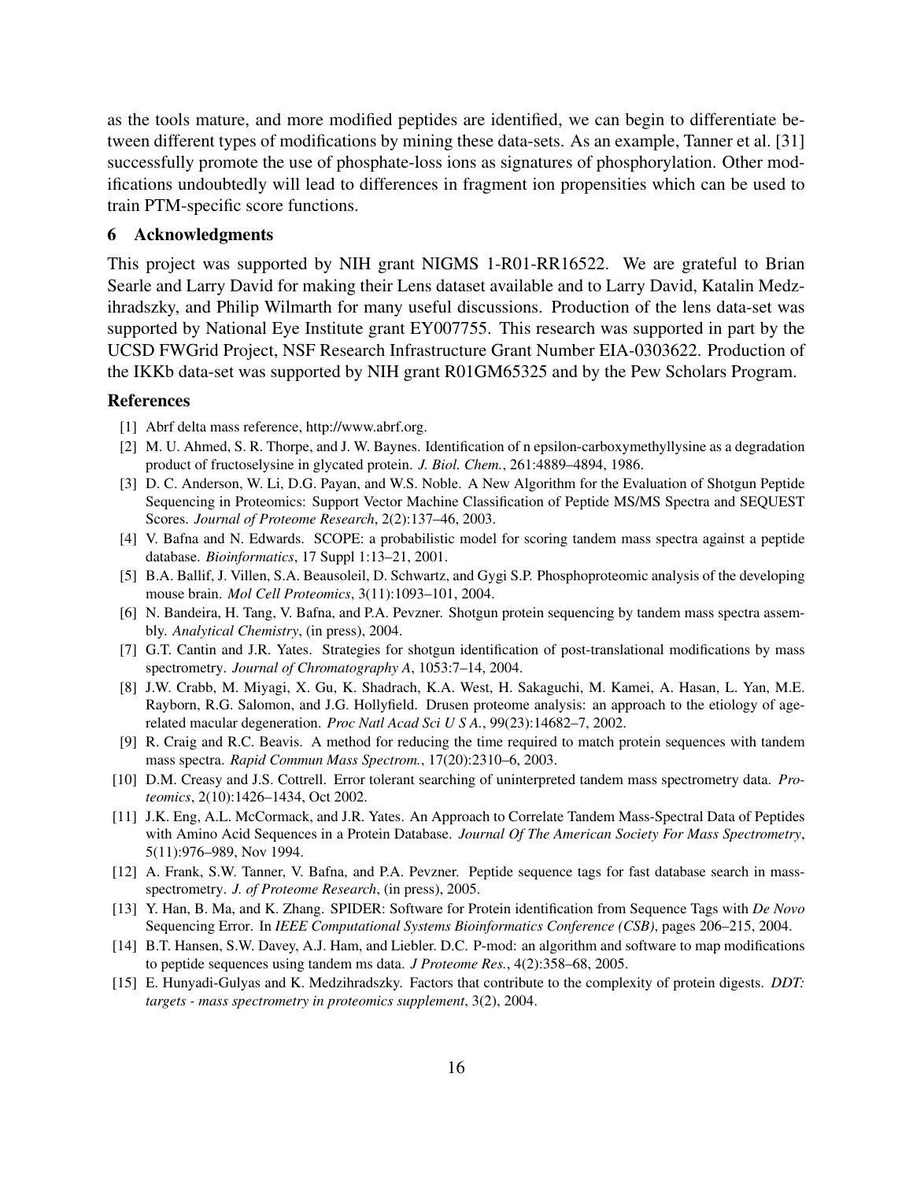as the tools mature, and more modified peptides are identified, we can begin to differentiate between different types of modifications by mining these data-sets. As an example, Tanner et al. [31] successfully promote the use of phosphate-loss ions as signatures of phosphorylation. Other modifications undoubtedly will lead to differences in fragment ion propensities which can be used to train PTM-specific score functions.

## 6 Acknowledgments

This project was supported by NIH grant NIGMS 1-R01-RR16522. We are grateful to Brian Searle and Larry David for making their Lens dataset available and to Larry David, Katalin Medzihradszky, and Philip Wilmarth for many useful discussions. Production of the lens data-set was supported by National Eye Institute grant EY007755. This research was supported in part by the UCSD FWGrid Project, NSF Research Infrastructure Grant Number EIA-0303622. Production of the IKKb data-set was supported by NIH grant R01GM65325 and by the Pew Scholars Program.

## References

[1] Abrf delta mass reference, http://www.abrf.org.

[2] M. U. Ahmed, S. R. Thorpe, and J. W. Baynes. Identification of n epsilon-carboxymethyllysine as a degradation product of fructoselysine in glycated protein. *J. Biol. Chem.*, 261:4889–4894, 1986.

[3] D. C. Anderson, W. Li, D.G. Payan, and W.S. Noble. A New Algorithm for the Evaluation of Shotgun Peptide Sequencing in Proteomics: Support Vector Machine Classification of Peptide MS/MS Spectra and SEQUEST Scores. *Journal of Proteome Research*, 2(2):137–46, 2003.

[4] V. Bafna and N. Edwards. SCOPE: a probabilistic model for scoring tandem mass spectra against a peptide database. *Bioinformatics*, 17 Suppl 1:13–21, 2001.

[5] B.A. Ballif, J. Villen, S.A. Beausoleil, D. Schwartz, and Gygi S.P. Phosphoproteomic analysis of the developing mouse brain. *Mol Cell Proteomics*, 3(11):1093–101, 2004.

[6] N. Bandeira, H. Tang, V. Bafna, and P.A. Pevzner. Shotgun protein sequencing by tandem mass spectra assembly. *Analytical Chemistry*, (in press), 2004.

[7] G.T. Cantin and J.R. Yates. Strategies for shotgun identification of post-translational modifications by mass spectrometry. *Journal of Chromatography A*, 1053:7–14, 2004.

[8] J.W. Crabb, M. Miyagi, X. Gu, K. Shadrach, K.A. West, H. Sakaguchi, M. Kamei, A. Hasan, L. Yan, M.E. Rayborn, R.G. Salomon, and J.G. Hollyfield. Drusen proteome analysis: an approach to the etiology of age-related macular degeneration. *Proc Natl Acad Sci U S A.*, 99(23):14682–7, 2002.

[9] R. Craig and R.C. Beavis. A method for reducing the time required to match protein sequences with tandem mass spectra. *Rapid Commun Mass Spectrom.*, 17(20):2310–6, 2003.

[10] D.M. Creasy and J.S. Cottrell. Error tolerant searching of uninterpreted tandem mass spectrometry data. *Proteomics*, 2(10):1426–1434, Oct 2002.

[11] J.K. Eng, A.L. McCormack, and J.R. Yates. An Approach to Correlate Tandem Mass-Spectral Data of Peptides with Amino Acid Sequences in a Protein Database. *Journal Of The American Society For Mass Spectrometry*, 5(11):976–989, Nov 1994.

[12] A. Frank, S.W. Tanner, V. Bafna, and P.A. Pevzner. Peptide sequence tags for fast database search in mass-spectrometry. *J. of Proteome Research*, (in press), 2005.

[13] Y. Han, B. Ma, and K. Zhang. SPIDER: Software for Protein identification from Sequence Tags with *De Novo* Sequencing Error. In *IEEE Computational Systems Bioinformatics Conference (CSB)*, pages 206–215, 2004.

[14] B.T. Hansen, S.W. Davey, A.J. Ham, and Liebler. D.C. P-mod: an algorithm and software to map modifications to peptide sequences using tandem ms data. *J Proteome Res.*, 4(2):358–68, 2005.

[15] E. Hunyadi-Gulyas and K. Medzihradszky. Factors that contribute to the complexity of protein digests. *DDT: targets - mass spectrometry in proteomics supplement*, 3(2), 2004.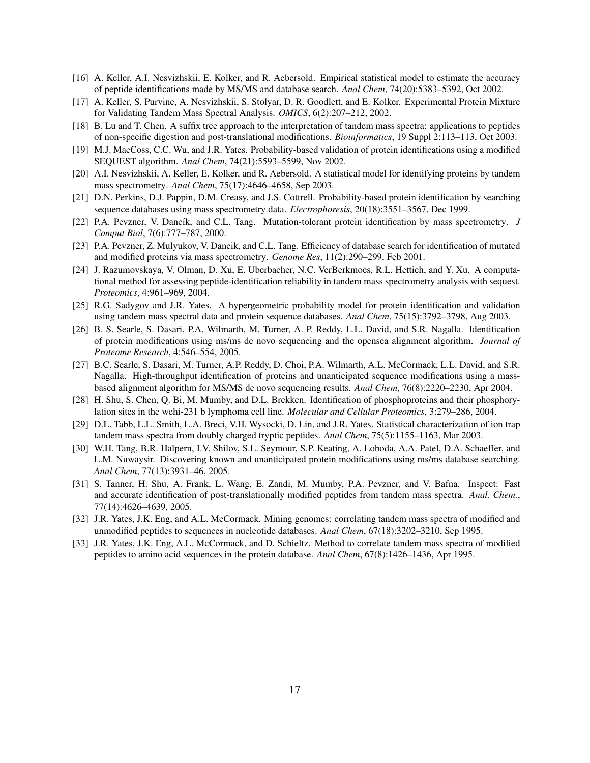[16] A. Keller, A.I. Nesvizhskii, E. Kolker, and R. Aebersold. Empirical statistical model to estimate the accuracy of peptide identifications made by MS/MS and database search. *Anal Chem*, 74(20):5383–5392, Oct 2002.

[17] A. Keller, S. Purvine, A. Nesvizhskii, S. Stolyar, D. R. Goodlett, and E. Kolker. Experimental Protein Mixture for Validating Tandem Mass Spectral Analysis. *OMICS*, 6(2):207–212, 2002.

[18] B. Lu and T. Chen. A suffix tree approach to the interpretation of tandem mass spectra: applications to peptides of non-specific digestion and post-translational modifications. *Bioinformatics*, 19 Suppl 2:113–113, Oct 2003.

[19] M.J. MacCoss, C.C. Wu, and J.R. Yates. Probability-based validation of protein identifications using a modified SEQUEST algorithm. *Anal Chem*, 74(21):5593–5599, Nov 2002.

[20] A.I. Nesvizhskii, A. Keller, E. Kolker, and R. Aebersold. A statistical model for identifying proteins by tandem mass spectrometry. *Anal Chem*, 75(17):4646–4658, Sep 2003.

[21] D.N. Perkins, D.J. Pappin, D.M. Creasy, and J.S. Cottrell. Probability-based protein identification by searching sequence databases using mass spectrometry data. *Electrophoresis*, 20(18):3551–3567, Dec 1999.

[22] P.A. Pevzner, V. Dancík, and C.L. Tang. Mutation-tolerant protein identification by mass spectrometry. *J Comput Biol*, 7(6):777–787, 2000.

[23] P.A. Pevzner, Z. Mulyukov, V. Dancik, and C.L. Tang. Efficiency of database search for identification of mutated and modified proteins via mass spectrometry. *Genome Res*, 11(2):290–299, Feb 2001.

[24] J. Razumovskaya, V. Olman, D. Xu, E. Uberbacher, N.C. VerBerkmoes, R.L. Hettich, and Y. Xu. A computational method for assessing peptide-identification reliability in tandem mass spectrometry analysis with sequest. *Proteomics*, 4:961–969, 2004.

[25] R.G. Sadygov and J.R. Yates. A hypergeometric probability model for protein identification and validation using tandem mass spectral data and protein sequence databases. *Anal Chem*, 75(15):3792–3798, Aug 2003.

[26] B. S. Searle, S. Dasari, P.A. Wilmarth, M. Turner, A. P. Reddy, L.L. David, and S.R. Nagalla. Identification of protein modifications using ms/ms de novo sequencing and the opensea alignment algorithm. *Journal of Proteome Research*, 4:546–554, 2005.

[27] B.C. Searle, S. Dasari, M. Turner, A.P. Reddy, D. Choi, P.A. Wilmarth, A.L. McCormack, L.L. David, and S.R. Nagalla. High-throughput identification of proteins and unanticipated sequence modifications using a mass-based alignment algorithm for MS/MS de novo sequencing results. *Anal Chem*, 76(8):2220–2230, Apr 2004.

[28] H. Shu, S. Chen, Q. Bi, M. Mumby, and D.L. Brekken. Identification of phosphoproteins and their phosphorylation sites in the wehi-231 b lymphoma cell line. *Molecular and Cellular Proteomics*, 3:279–286, 2004.

[29] D.L. Tabb, L.L. Smith, L.A. Breci, V.H. Wysocki, D. Lin, and J.R. Yates. Statistical characterization of ion trap tandem mass spectra from doubly charged tryptic peptides. *Anal Chem*, 75(5):1155–1163, Mar 2003.

[30] W.H. Tang, B.R. Halpern, I.V. Shilov, S.L. Seymour, S.P. Keating, A. Loboda, A.A. Patel, D.A. Schaeffer, and L.M. Nuwaysir. Discovering known and unanticipated protein modifications using ms/ms database searching. *Anal Chem*, 77(13):3931–46, 2005.

[31] S. Tanner, H. Shu, A. Frank, L. Wang, E. Zandi, M. Mumby, P.A. Pevzner, and V. Bafna. Inspect: Fast and accurate identification of post-translationally modified peptides from tandem mass spectra. *Anal. Chem.*, 77(14):4626–4639, 2005.

[32] J.R. Yates, J.K. Eng, and A.L. McCormack. Mining genomes: correlating tandem mass spectra of modified and unmodified peptides to sequences in nucleotide databases. *Anal Chem*, 67(18):3202–3210, Sep 1995.

[33] J.R. Yates, J.K. Eng, A.L. McCormack, and D. Schieltz. Method to correlate tandem mass spectra of modified peptides to amino acid sequences in the protein database. *Anal Chem*, 67(8):1426–1436, Apr 1995.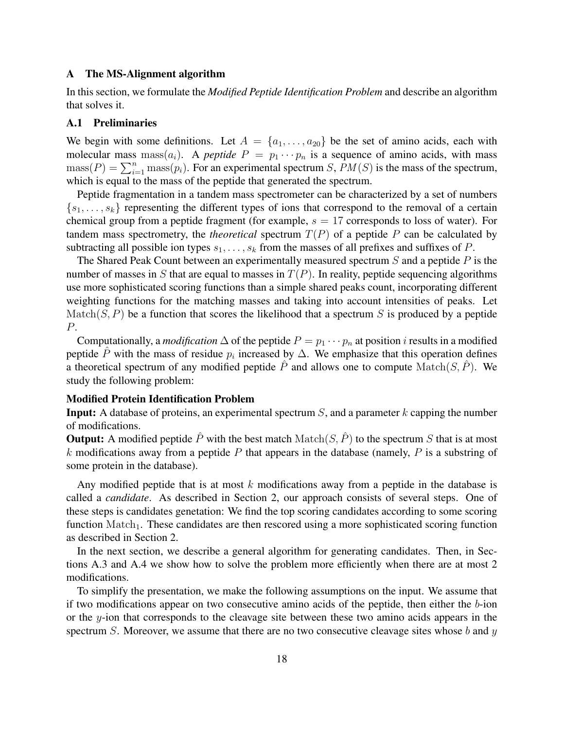## A The MS-Alignment algorithm

In this section, we formulate the *Modified Peptide Identification Problem* and describe an algorithm that solves it.

### A.1 Preliminaries

We begin with some definitions. Let $A = \{a_1, \ldots, a_{20}\}$ be the set of amino acids, each with molecular mass $\mathrm{mass}(a_i)$. A *peptide* $P = p_1 \cdots p_n$ is a sequence of amino acids, with mass $\mathrm{mass}(P) = \sum_{i=1}^{n} \mathrm{mass}(p_i)$. For an experimental spectrum $S$, $PM(S)$ is the mass of the spectrum, which is equal to the mass of the peptide that generated the spectrum.

Peptide fragmentation in a tandem mass spectrometer can be characterized by a set of numbers $\{s_1, \ldots, s_k\}$ representing the different types of ions that correspond to the removal of a certain chemical group from a peptide fragment (for example, $s = 17$ corresponds to loss of water). For tandem mass spectrometry, the *theoretical* spectrum $T(P)$ of a peptide $P$ can be calculated by subtracting all possible ion types $s_1, \ldots, s_k$ from the masses of all prefixes and suffixes of $P$.

The Shared Peak Count between an experimentally measured spectrum $S$ and a peptide $P$ is the number of masses in $S$ that are equal to masses in $T(P)$. In reality, peptide sequencing algorithms use more sophisticated scoring functions than a simple shared peaks count, incorporating different weighting functions for the matching masses and taking into account intensities of peaks. Let $\mathrm{Match}(S, P)$ be a function that scores the likelihood that a spectrum $S$ is produced by a peptide $P$.

Computationally, a *modification* $\Delta$ of the peptide $P = p_1 \cdots p_n$ at position $i$ results in a modified peptide $\hat{P}$ with the mass of residue $p_i$ increased by $\Delta$. We emphasize that this operation defines a theoretical spectrum of any modified peptide $\hat{P}$ and allows one to compute $\mathrm{Match}(S, \hat{P})$. We study the following problem:

**Modified Protein Identification Problem**
**Input:** A database of proteins, an experimental spectrum $S$, and a parameter $k$ capping the number of modifications.
**Output:** A modified peptide $\hat{P}$ with the best match $\mathrm{Match}(S, \hat{P})$ to the spectrum $S$ that is at most $k$ modifications away from a peptide $P$ that appears in the database (namely, $P$ is a substring of some protein in the database).

Any modified peptide that is at most $k$ modifications away from a peptide in the database is called a *candidate*. As described in Section 2, our approach consists of several steps. One of these steps is candidates genetation: We find the top scoring candidates according to some scoring function $\mathrm{Match}_1$. These candidates are then rescored using a more sophisticated scoring function as described in Section 2.

In the next section, we describe a general algorithm for generating candidates. Then, in Sections A.3 and A.4 we show how to solve the problem more efficiently when there are at most 2 modifications.

To simplify the presentation, we make the following assumptions on the input. We assume that if two modifications appear on two consecutive amino acids of the peptide, then either the $b$-ion or the $y$-ion that corresponds to the cleavage site between these two amino acids appears in the spectrum $S$. Moreover, we assume that there are no two consecutive cleavage sites whose $b$ and $y$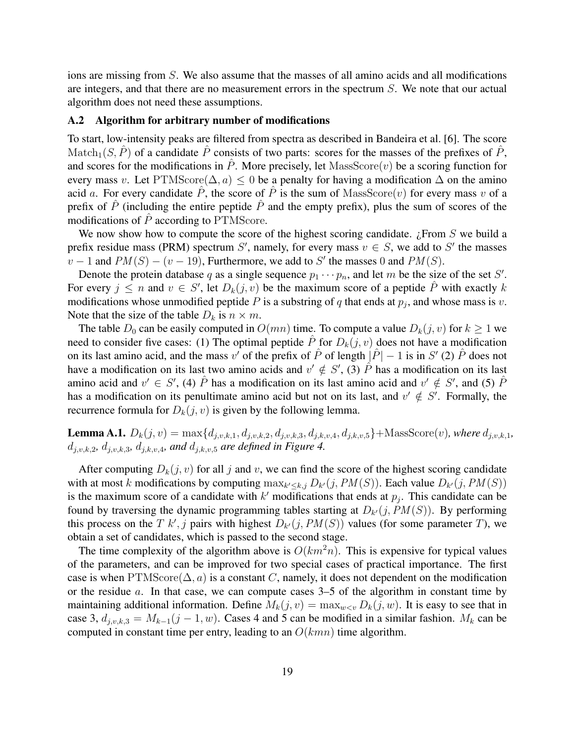ions are missing from $S$. We also assume that the masses of all amino acids and all modifications are integers, and that there are no measurement errors in the spectrum $S$. We note that our actual algorithm does not need these assumptions.

### A.2 Algorithm for arbitrary number of modifications

To start, low-intensity peaks are filtered from spectra as described in Bandeira et al. [6]. The score $\mathrm{Match}_1(S, \hat{P})$ of a candidate $\hat{P}$ consists of two parts: scores for the masses of the prefixes of $\hat{P}$, and scores for the modifications in $\hat{P}$. More precisely, let $\mathrm{MassScore}(v)$ be a scoring function for every mass $v$. Let $\mathrm{PTMScore}(\Delta, a) \leq 0$ be a penalty for having a modification $\Delta$ on the amino acid $a$. For every candidate $\hat{P}$, the score of $\hat{P}$ is the sum of $\mathrm{MassScore}(v)$ for every mass $v$ of a prefix of $\hat{P}$ (including the entire peptide $\hat{P}$ and the empty prefix), plus the sum of scores of the modifications of $\hat{P}$ according to $\mathrm{PTMScore}$.

We now show how to compute the score of the highest scoring candidate. ¿From $S$ we build a prefix residue mass (PRM) spectrum $S'$, namely, for every mass $v \in S$, we add to $S'$ the masses $v - 1$ and $PM(S) - (v - 19)$, Furthermore, we add to $S'$ the masses 0 and $PM(S)$.

Denote the protein database $q$ as a single sequence $p_1 \cdots p_n$, and let $m$ be the size of the set $S'$. For every $j \leq n$ and $v \in S'$, let $D_k(j, v)$ be the maximum score of a peptide $\hat{P}$ with exactly $k$ modifications whose unmodified peptide $P$ is a substring of $q$ that ends at $p_j$, and whose mass is $v$. Note that the size of the table $D_k$ is $n \times m$.

The table $D_0$ can be easily computed in $O(mn)$ time. To compute a value $D_k(j, v)$ for $k \geq 1$ we need to consider five cases: (1) The optimal peptide $\hat{P}$ for $D_k(j, v)$ does not have a modification on its last amino acid, and the mass $v'$ of the prefix of $\hat{P}$ of length $|\hat{P}| - 1$ is in $S'$ (2) $\hat{P}$ does not have a modification on its last two amino acids and $v' \notin S'$, (3) $\hat{P}$ has a modification on its last amino acid and $v' \in S'$, (4) $\hat{P}$ has a modification on its last amino acid and $v' \notin S'$, and (5) $\hat{P}$ has a modification on its penultimate amino acid but not on its last, and $v' \notin S'$. Formally, the recurrence formula for $D_k(j, v)$ is given by the following lemma.

**Lemma A.1.** $D_k(j, v) = \max\{d_{j,v,k,1}, d_{j,v,k,2}, d_{j,v,k,3}, d_{j,k,v,4}, d_{j,k,v,5}\} + \mathrm{MassScore}(v)$*, where* $d_{j,v,k,1}$*,* $d_{j,v,k,2}$*,* $d_{j,v,k,3}$*,* $d_{j,k,v,4}$*, and* $d_{j,k,v,5}$ *are defined in Figure 4.*

After computing $D_k(j, v)$ for all $j$ and $v$, we can find the score of the highest scoring candidate with at most $k$ modifications by computing $\max_{k' \leq k, j} D_{k'}(j, PM(S))$. Each value $D_{k'}(j, PM(S))$ is the maximum score of a candidate with $k'$ modifications that ends at $p_j$. This candidate can be found by traversing the dynamic programming tables starting at $D_{k'}(j, PM(S))$. By performing this process on the $T$ $k', j$ pairs with highest $D_{k'}(j, PM(S))$ values (for some parameter $T$), we obtain a set of candidates, which is passed to the second stage.

The time complexity of the algorithm above is $O(km^2n)$. This is expensive for typical values of the parameters, and can be improved for two special cases of practical importance. The first case is when $\mathrm{PTMScore}(\Delta, a)$ is a constant $C$, namely, it does not dependent on the modification or the residue $a$. In that case, we can compute cases 3–5 of the algorithm in constant time by maintaining additional information. Define $M_k(j, v) = \max_{w<v} D_k(j, w)$. It is easy to see that in case 3, $d_{j,v,k,3} = M_{k-1}(j - 1, w)$. Cases 4 and 5 can be modified in a similar fashion. $M_k$ can be computed in constant time per entry, leading to an $O(kmn)$ time algorithm.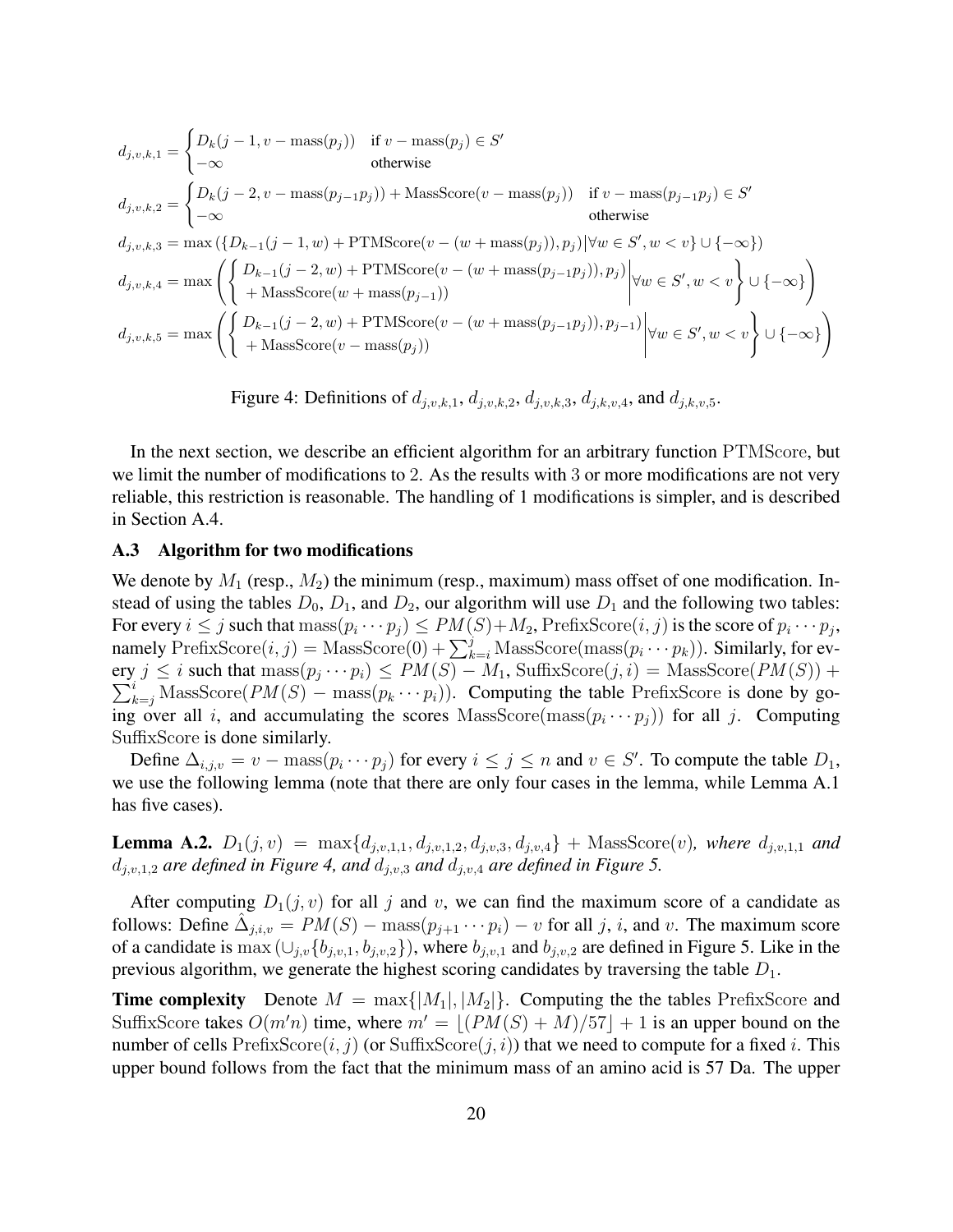$$d_{j,v,k,1} = \begin{cases} D_k(j-1, v - \text{mass}(p_j)) & \text{if } v - \text{mass}(p_j) \in S' \\ -\infty & \text{otherwise} \end{cases}$$

$$d_{j,v,k,2} = \begin{cases} D_k(j-2, v - \text{mass}(p_{j-1}p_j)) + \text{MassScore}(v - \text{mass}(p_j)) & \text{if } v - \text{mass}(p_{j-1}p_j) \in S' \\ -\infty & \text{otherwise} \end{cases}$$

$$d_{j,v,k,3} = \max\left(\{D_{k-1}(j-1, w) + \text{PTMScore}(v - (w + \text{mass}(p_j)), p_j) | \forall w \in S', w < v\} \cup \{-\infty\}\right)$$

$$d_{j,v,k,4} = \max\left(\left\{ \begin{array}{l} D_{k-1}(j-2, w) + \text{PTMScore}(v - (w + \text{mass}(p_{j-1}p_j)), p_j) \\ + \text{MassScore}(w + \text{mass}(p_{j-1})) \end{array} \middle| \forall w \in S', w < v \right\} \cup \{-\infty\}\right)$$

$$d_{j,v,k,5} = \max\left(\left\{ \begin{array}{l} D_{k-1}(j-2, w) + \text{PTMScore}(v - (w + \text{mass}(p_{j-1}p_j)), p_{j-1}) \\ + \text{MassScore}(v - \text{mass}(p_j)) \end{array} \middle| \forall w \in S', w < v \right\} \cup \{-\infty\}\right)$$

Figure 4: Definitions of $d_{j,v,k,1}$, $d_{j,v,k,2}$, $d_{j,v,k,3}$, $d_{j,k,v,4}$, and $d_{j,k,v,5}$.

In the next section, we describe an efficient algorithm for an arbitrary function PTMScore, but we limit the number of modifications to 2. As the results with 3 or more modifications are not very reliable, this restriction is reasonable. The handling of 1 modifications is simpler, and is described in Section A.4.

### A.3 Algorithm for two modifications

We denote by $M_1$ (resp., $M_2$) the minimum (resp., maximum) mass offset of one modification. Instead of using the tables $D_0$, $D_1$, and $D_2$, our algorithm will use $D_1$ and the following two tables: For every $i \leq j$ such that $\text{mass}(p_i \cdots p_j) \leq PM(S) + M_2$, $\text{PrefixScore}(i, j)$ is the score of $p_i \cdots p_j$, namely $\text{PrefixScore}(i, j) = \text{MassScore}(0) + \sum_{k=i}^{j} \text{MassScore}(\text{mass}(p_i \cdots p_k))$. Similarly, for every $j \leq i$ such that $\text{mass}(p_j \cdots p_i) \leq PM(S) - M_1$, $\text{SuffixScore}(j, i) = \text{MassScore}(PM(S)) + \sum_{k=j}^{i} \text{MassScore}(PM(S) - \text{mass}(p_k \cdots p_i))$. Computing the table PrefixScore is done by going over all $i$, and accumulating the scores $\text{MassScore}(\text{mass}(p_i \cdots p_j))$ for all $j$. Computing SuffixScore is done similarly.

Define $\Delta_{i,j,v} = v - \text{mass}(p_i \cdots p_j)$ for every $i \leq j \leq n$ and $v \in S'$. To compute the table $D_1$, we use the following lemma (note that there are only four cases in the lemma, while Lemma A.1 has five cases).

**Lemma A.2.** *$D_1(j, v) = \max\{d_{j,v,1,1}, d_{j,v,1,2}, d_{j,v,3}, d_{j,v,4}\} + \text{MassScore}(v)$, where $d_{j,v,1,1}$ and $d_{j,v,1,2}$ are defined in Figure 4, and $d_{j,v,3}$ and $d_{j,v,4}$ are defined in Figure 5.*

After computing $D_1(j, v)$ for all $j$ and $v$, we can find the maximum score of a candidate as follows: Define $\hat{\Delta}_{j,i,v} = PM(S) - \text{mass}(p_{j+1} \cdots p_i) - v$ for all $j$, $i$, and $v$. The maximum score of a candidate is $\max\left(\cup_{j,v}\{b_{j,v,1}, b_{j,v,2}\}\right)$, where $b_{j,v,1}$ and $b_{j,v,2}$ are defined in Figure 5. Like in the previous algorithm, we generate the highest scoring candidates by traversing the table $D_1$.

**Time complexity** Denote $M = \max\{|M_1|, |M_2|\}$. Computing the the tables PrefixScore and SuffixScore takes $O(m'n)$ time, where $m' = \lfloor (PM(S) + M)/57 \rfloor + 1$ is an upper bound on the number of cells $\text{PrefixScore}(i, j)$ (or $\text{SuffixScore}(j, i)$) that we need to compute for a fixed $i$. This upper bound follows from the fact that the minimum mass of an amino acid is 57 Da. The upper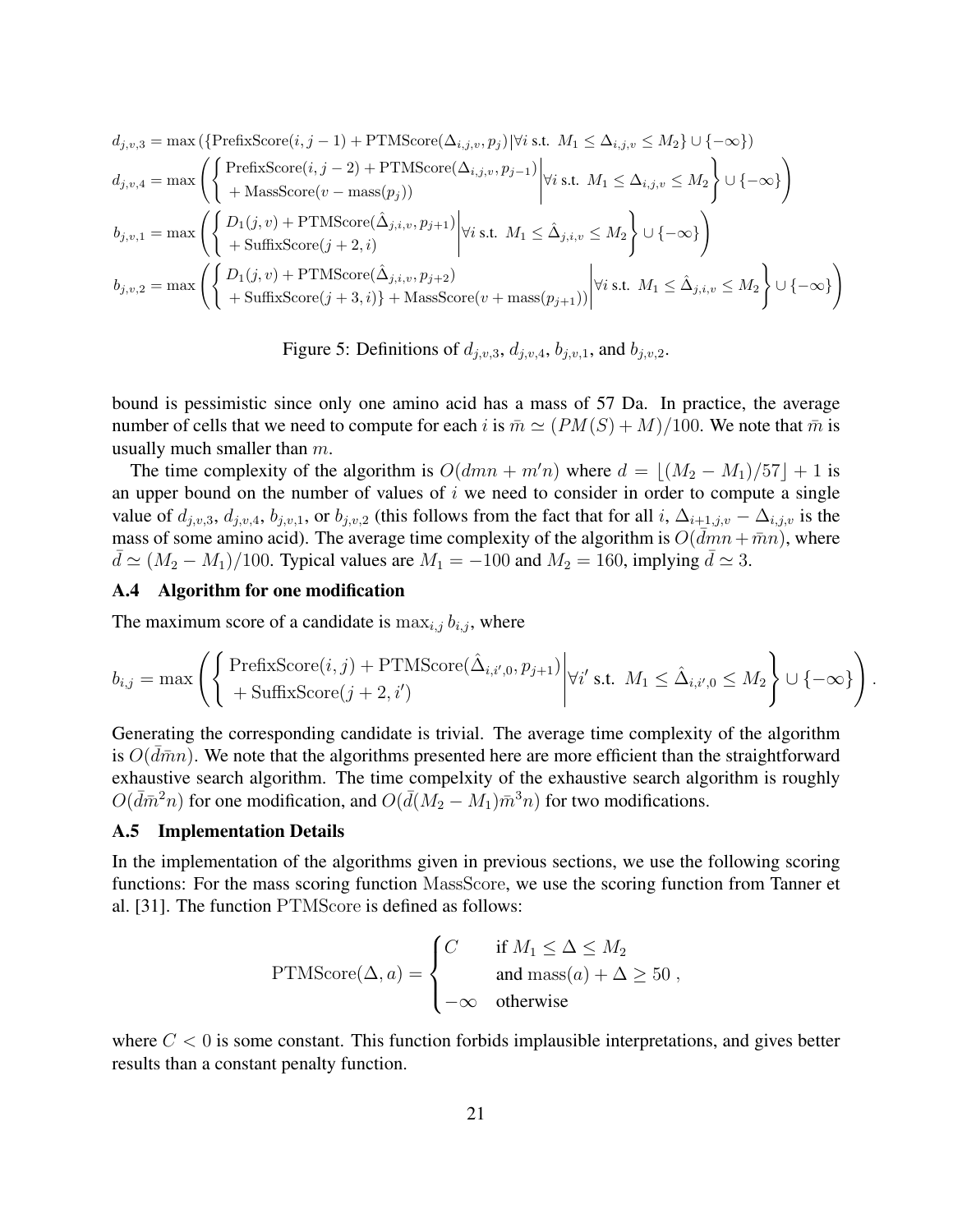$$d_{j,v,3} = \max\left(\{\text{PrefixScore}(i, j-1) + \text{PTMScore}(\Delta_{i,j,v}, p_j) | \forall i \text{ s.t. } M_1 \leq \Delta_{i,j,v} \leq M_2\} \cup \{-\infty\}\right)$$

$$d_{j,v,4} = \max\left(\left\{\begin{array}{l}\text{PrefixScore}(i, j-2) + \text{PTMScore}(\Delta_{i,j,v}, p_{j-1}) \\ + \text{MassScore}(v - \text{mass}(p_j))\end{array}\right| \forall i \text{ s.t. } M_1 \leq \Delta_{i,j,v} \leq M_2\right\} \cup \{-\infty\}\right)$$

$$b_{j,v,1} = \max\left(\left\{\begin{array}{l}D_1(j,v) + \text{PTMScore}(\hat{\Delta}_{j,i,v}, p_{j+1}) \\ + \text{SuffixScore}(j+2, i)\end{array}\right| \forall i \text{ s.t. } M_1 \leq \hat{\Delta}_{j,i,v} \leq M_2\right\} \cup \{-\infty\}\right)$$

$$b_{j,v,2} = \max\left(\left\{\begin{array}{l}D_1(j,v) + \text{PTMScore}(\hat{\Delta}_{j,i,v}, p_{j+2}) \\ + \text{SuffixScore}(j+3, i)\} + \text{MassScore}(v + \text{mass}(p_{j+1}))\end{array}\right| \forall i \text{ s.t. } M_1 \leq \hat{\Delta}_{j,i,v} \leq M_2\right\} \cup \{-\infty\}\right)$$

Figure 5: Definitions of $d_{j,v,3}$, $d_{j,v,4}$, $b_{j,v,1}$, and $b_{j,v,2}$.

bound is pessimistic since only one amino acid has a mass of 57 Da. In practice, the average number of cells that we need to compute for each $i$ is $\bar{m} \simeq (PM(S) + M)/100$. We note that $\bar{m}$ is usually much smaller than $m$.

The time complexity of the algorithm is $O(dmn + m'n)$ where $d = \lfloor (M_2 - M_1)/57 \rfloor + 1$ is an upper bound on the number of values of $i$ we need to consider in order to compute a single value of $d_{j,v,3}$, $d_{j,v,4}$, $b_{j,v,1}$, or $b_{j,v,2}$ (this follows from the fact that for all $i$, $\Delta_{i+1,j,v} - \Delta_{i,j,v}$ is the mass of some amino acid). The average time complexity of the algorithm is $O(\bar{d}mn + \bar{m}n)$, where $\bar{d} \simeq (M_2 - M_1)/100$. Typical values are $M_1 = -100$ and $M_2 = 160$, implying $\bar{d} \simeq 3$.

### A.4 Algorithm for one modification

The maximum score of a candidate is $\max_{i,j} b_{i,j}$, where

$$b_{i,j} = \max\left(\left\{\begin{array}{l}\text{PrefixScore}(i, j) + \text{PTMScore}(\hat{\Delta}_{i,i',0}, p_{j+1}) \\ + \text{SuffixScore}(j+2, i')\end{array}\right| \forall i' \text{ s.t. } M_1 \leq \hat{\Delta}_{i,i',0} \leq M_2\right\} \cup \{-\infty\}\right).$$

Generating the corresponding candidate is trivial. The average time complexity of the algorithm is $O(\bar{d}\bar{m}n)$. We note that the algorithms presented here are more efficient than the straightforward exhaustive search algorithm. The time compelxity of the exhaustive search algorithm is roughly $O(\bar{d}\bar{m}^2 n)$ for one modification, and $O(\bar{d}(M_2 - M_1)\bar{m}^3 n)$ for two modifications.

### A.5 Implementation Details

In the implementation of the algorithms given in previous sections, we use the following scoring functions: For the mass scoring function MassScore, we use the scoring function from Tanner et al. [31]. The function PTMScore is defined as follows:

$$\text{PTMScore}(\Delta, a) = \begin{cases} C & \text{if } M_1 \leq \Delta \leq M_2 \\ & \text{and } \text{mass}(a) + \Delta \geq 50 \\ -\infty & \text{otherwise} \end{cases},$$

where $C < 0$ is some constant. This function forbids implausible interpretations, and gives better results than a constant penalty function.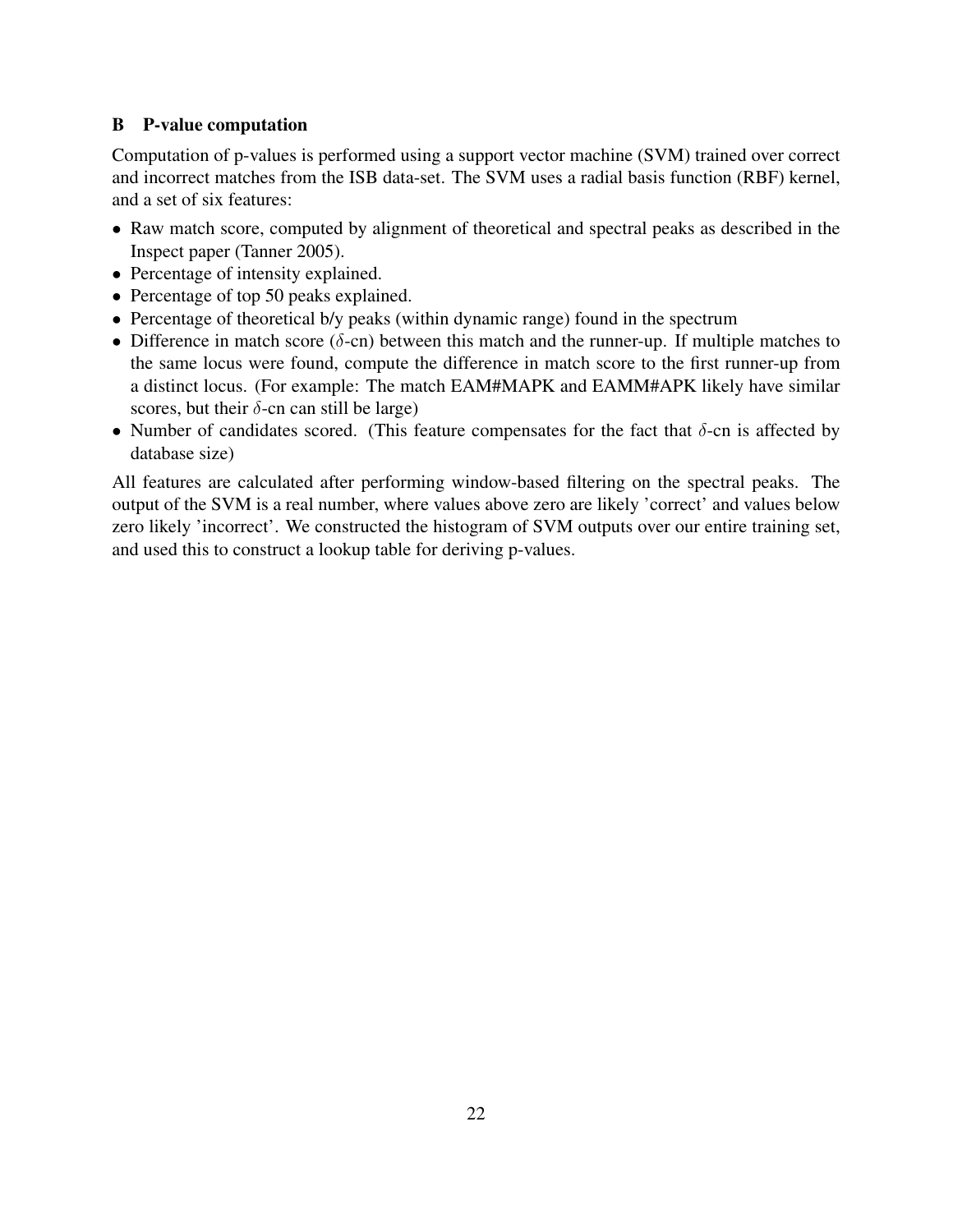## B P-value computation

Computation of p-values is performed using a support vector machine (SVM) trained over correct and incorrect matches from the ISB data-set. The SVM uses a radial basis function (RBF) kernel, and a set of six features:

- Raw match score, computed by alignment of theoretical and spectral peaks as described in the Inspect paper (Tanner 2005).
- Percentage of intensity explained.
- Percentage of top 50 peaks explained.
- Percentage of theoretical b/y peaks (within dynamic range) found in the spectrum
- Difference in match score ($\delta$-cn) between this match and the runner-up. If multiple matches to the same locus were found, compute the difference in match score to the first runner-up from a distinct locus. (For example: The match EAM#MAPK and EAMM#APK likely have similar scores, but their $\delta$-cn can still be large)
- Number of candidates scored. (This feature compensates for the fact that $\delta$-cn is affected by database size)

All features are calculated after performing window-based filtering on the spectral peaks. The output of the SVM is a real number, where values above zero are likely 'correct' and values below zero likely 'incorrect'. We constructed the histogram of SVM outputs over our entire training set, and used this to construct a lookup table for deriving p-values.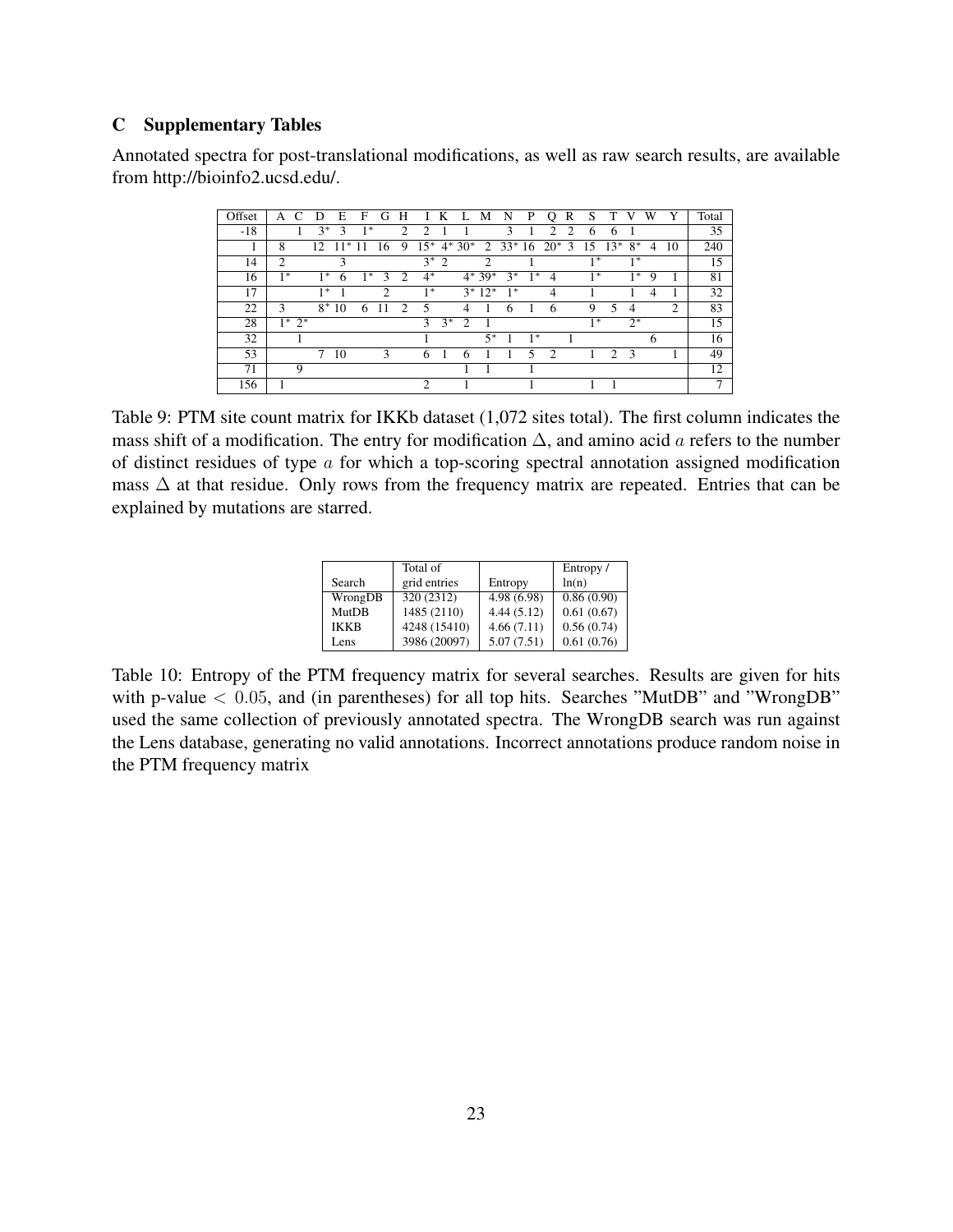## C Supplementary Tables

Annotated spectra for post-translational modifications, as well as raw search results, are available from http://bioinfo2.ucsd.edu/.

| Offset | A | C | D | E | F | G | H | I | K | L | M | N | P | Q | R | S | T | V | W | Y | Total |
|---|---|---|---|---|---|---|---|---|---|---|---|---|---|---|---|---|---|---|---|---|---|
| -18 | | 1 | 3* | 3 | 1* | | 2 | 2 | 1 | 1 | | 3 | 1 | 2 | 2 | 6 | 6 | 1 | | | 35 |
| 1 | 8 | | 12 | 11* | 11 | 16 | 9 | 15* | 4* | 30* | 2 | 33* | 16 | 20* | 3 | 15 | 13* | 8* | 4 | 10 | 240 |
| 14 | 2 | | | 3 | | | | 3* | 2 | 2 | | | 1 | | | 1* | | 1* | | | 15 |
| 16 | 1* | | 1* | 6 | 1* | 3 | 2 | 4* | | 4* | 39* | 3* | 1* | 4 | | 1* | | 1* | 9 | 1 | 81 |
| 17 | | | 1* | 1 | | 2 | | 1* | | 3* | 12* | 1* | | 4 | | 1 | | 1 | 4 | 1 | 32 |
| 22 | 3 | | 8* | 10 | 6 | 11 | 2 | 5 | | 4 | 1 | 6 | 1 | 6 | | 9 | 5 | 4 | | 2 | 83 |
| 28 | 1* | 2* | | | | | | 3 | 3* | 2 | 1 | | | | | 1* | | 2* | | | 15 |
| 32 | | 1 | | | | | | 1 | | | 5* | 1 | 1* | | 1 | | | | 6 | | 16 |
| 53 | | | 7 | 10 | | 3 | | 6 | 1 | 6 | 1 | 1 | 5 | 2 | | 1 | 2 | 3 | | 1 | 49 |
| 71 | | 9 | | | | | | | | 1 | 1 | | 1 | | | | | | | | 12 |
| 156 | 1 | | | | | | | 2 | | 1 | | | 1 | | | 1 | 1 | | | | 7 |

Table 9: PTM site count matrix for IKKb dataset (1,072 sites total). The first column indicates the mass shift of a modification. The entry for modification $\Delta$, and amino acid $a$ refers to the number of distinct residues of type $a$ for which a top-scoring spectral annotation assigned modification mass $\Delta$ at that residue. Only rows from the frequency matrix are repeated. Entries that can be explained by mutations are starred.

| Search | Total of grid entries | Entropy | Entropy / ln(n) |
|---|---|---|---|
| WrongDB | 320 (2312) | 4.98 (6.98) | 0.86 (0.90) |
| MutDB | 1485 (2110) | 4.44 (5.12) | 0.61 (0.67) |
| IKKB | 4248 (15410) | 4.66 (7.11) | 0.56 (0.74) |
| Lens | 3986 (20097) | 5.07 (7.51) | 0.61 (0.76) |

Table 10: Entropy of the PTM frequency matrix for several searches. Results are given for hits with p-value $< 0.05$, and (in parentheses) for all top hits. Searches "MutDB" and "WrongDB" used the same collection of previously annotated spectra. The WrongDB search was run against the Lens database, generating no valid annotations. Incorrect annotations produce random noise in the PTM frequency matrix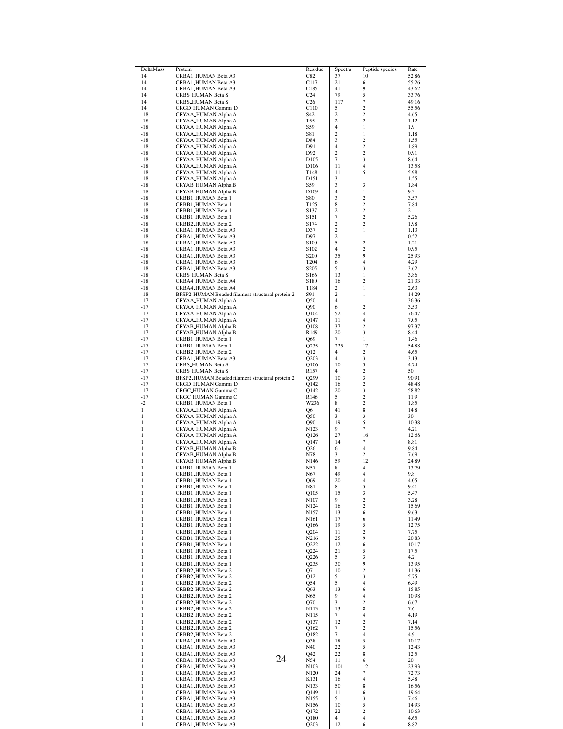| DeltaMass | Protein | Residue | Spectra | Peptide species | Rate |
|---|---|---|---|---|---|
| 14 | CRBA1_HUMAN Beta A3 | C82 | 37 | 10 | 52.86 |
| 14 | CRBA1_HUMAN Beta A3 | C117 | 21 | 6 | 55.26 |
| 14 | CRBA1_HUMAN Beta A3 | C185 | 41 | 9 | 43.62 |
| 14 | CRBS_HUMAN Beta S | C24 | 79 | 5 | 33.76 |
| 14 | CRBS_HUMAN Beta S | C26 | 117 | 7 | 49.16 |
| 14 | CRGD_HUMAN Gamma D | C110 | 5 | 2 | 55.56 |
| -18 | CRYAA_HUMAN Alpha A | S42 | 2 | 2 | 4.65 |
| -18 | CRYAA_HUMAN Alpha A | T55 | 2 | 2 | 1.12 |
| -18 | CRYAA_HUMAN Alpha A | S59 | 4 | 1 | 1.9 |
| -18 | CRYAA_HUMAN Alpha A | S81 | 2 | 1 | 1.18 |
| -18 | CRYAA_HUMAN Alpha A | D84 | 3 | 2 | 1.55 |
| -18 | CRYAA_HUMAN Alpha A | D91 | 4 | 2 | 1.89 |
| -18 | CRYAA_HUMAN Alpha A | D92 | 2 | 2 | 0.91 |
| -18 | CRYAA_HUMAN Alpha A | D105 | 7 | 3 | 8.64 |
| -18 | CRYAA_HUMAN Alpha A | D106 | 11 | 4 | 13.58 |
| -18 | CRYAA_HUMAN Alpha A | T148 | 11 | 5 | 5.98 |
| -18 | CRYAA_HUMAN Alpha A | D151 | 3 | 1 | 1.55 |
| -18 | CRYAB_HUMAN Alpha B | S59 | 3 | 3 | 1.84 |
| -18 | CRYAB_HUMAN Alpha B | D109 | 4 | 1 | 9.3 |
| -18 | CRBB1_HUMAN Beta 1 | S80 | 3 | 2 | 3.57 |
| -18 | CRBB1_HUMAN Beta 1 | T125 | 8 | 2 | 7.84 |
| -18 | CRBB1_HUMAN Beta 1 | S137 | 2 | 2 | 2 |
| -18 | CRBB1_HUMAN Beta 1 | S151 | 7 | 2 | 5.26 |
| -18 | CRBB2_HUMAN Beta 2 | S174 | 2 | 2 | 1.98 |
| -18 | CRBA1_HUMAN Beta A3 | D37 | 2 | 1 | 1.13 |
| -18 | CRBA1_HUMAN Beta A3 | D97 | 2 | 1 | 0.52 |
| -18 | CRBA1_HUMAN Beta A3 | S100 | 5 | 2 | 1.21 |
| -18 | CRBA1_HUMAN Beta A3 | S102 | 4 | 2 | 0.95 |
| -18 | CRBA1_HUMAN Beta A3 | S200 | 35 | 9 | 25.93 |
| -18 | CRBA1_HUMAN Beta A3 | T204 | 6 | 4 | 4.29 |
| -18 | CRBA1_HUMAN Beta A3 | S205 | 5 | 3 | 3.62 |
| -18 | CRBS_HUMAN Beta S | S166 | 13 | 1 | 3.86 |
| -18 | CRBA4_HUMAN Beta A4 | S180 | 16 | 2 | 21.33 |
| -18 | CRBA4_HUMAN Beta A4 | T184 | 2 | 1 | 2.63 |
| -18 | BFSP2_HUMAN Beaded filament structural protein 2 | S91 | 2 | 1 | 14.29 |
| -17 | CRYAA_HUMAN Alpha A | Q50 | 4 | 1 | 36.36 |
| -17 | CRYAA_HUMAN Alpha A | Q90 | 6 | 2 | 3.53 |
| -17 | CRYAA_HUMAN Alpha A | Q104 | 52 | 4 | 76.47 |
| -17 | CRYAA_HUMAN Alpha A | Q147 | 11 | 4 | 7.05 |
| -17 | CRYAB_HUMAN Alpha B | Q108 | 37 | 2 | 97.37 |
| -17 | CRYAB_HUMAN Alpha B | R149 | 20 | 3 | 8.44 |
| -17 | CRBB1_HUMAN Beta 1 | Q69 | 7 | 1 | 1.46 |
| -17 | CRBB1_HUMAN Beta 1 | Q235 | 225 | 17 | 54.88 |
| -17 | CRBB2_HUMAN Beta 2 | Q12 | 4 | 2 | 4.65 |
| -17 | CRBA1_HUMAN Beta A3 | Q203 | 4 | 3 | 3.13 |
| -17 | CRBS_HUMAN Beta S | Q106 | 10 | 3 | 4.74 |
| -17 | CRBS_HUMAN Beta S | R157 | 4 | 2 | 50 |
| -17 | BFSP2_HUMAN Beaded filament structural protein 2 | Q299 | 10 | 3 | 90.91 |
| -17 | CRGD_HUMAN Gamma D | Q142 | 16 | 2 | 48.48 |
| -17 | CRGC_HUMAN Gamma C | Q142 | 20 | 3 | 58.82 |
| -17 | CRGC_HUMAN Gamma C | R146 | 5 | 2 | 11.9 |
| -2 | CRBB1_HUMAN Beta 1 | W236 | 8 | 2 | 1.85 |
| 1 | CRYAA_HUMAN Alpha A | Q6 | 41 | 8 | 14.8 |
| 1 | CRYAA_HUMAN Alpha A | Q50 | 3 | 3 | 30 |
| 1 | CRYAA_HUMAN Alpha A | Q90 | 19 | 5 | 10.38 |
| 1 | CRYAA_HUMAN Alpha A | N123 | 9 | 7 | 4.21 |
| 1 | CRYAA_HUMAN Alpha A | Q126 | 27 | 16 | 12.68 |
| 1 | CRYAA_HUMAN Alpha A | Q147 | 14 | 7 | 8.81 |
| 1 | CRYAB_HUMAN Alpha B | Q26 | 6 | 4 | 9.84 |
| 1 | CRYAB_HUMAN Alpha B | N78 | 3 | 2 | 7.69 |
| 1 | CRYAB_HUMAN Alpha B | N146 | 59 | 12 | 24.89 |
| 1 | CRBB1_HUMAN Beta 1 | N57 | 8 | 4 | 13.79 |
| 1 | CRBB1_HUMAN Beta 1 | N67 | 49 | 4 | 9.8 |
| 1 | CRBB1_HUMAN Beta 1 | Q69 | 20 | 4 | 4.05 |
| 1 | CRBB1_HUMAN Beta 1 | N81 | 8 | 5 | 9.41 |
| 1 | CRBB1_HUMAN Beta 1 | Q105 | 15 | 3 | 5.47 |
| 1 | CRBB1_HUMAN Beta 1 | N107 | 9 | 2 | 3.28 |
| 1 | CRBB1_HUMAN Beta 1 | N124 | 16 | 2 | 15.69 |
| 1 | CRBB1_HUMAN Beta 1 | N157 | 13 | 6 | 9.63 |
| 1 | CRBB1_HUMAN Beta 1 | N161 | 17 | 6 | 11.49 |
| 1 | CRBB1_HUMAN Beta 1 | Q166 | 19 | 5 | 12.75 |
| 1 | CRBB1_HUMAN Beta 1 | Q204 | 11 | 2 | 7.75 |
| 1 | CRBB1_HUMAN Beta 1 | N216 | 25 | 9 | 20.83 |
| 1 | CRBB1_HUMAN Beta 1 | Q222 | 12 | 6 | 10.17 |
| 1 | CRBB1_HUMAN Beta 1 | Q224 | 21 | 5 | 17.5 |
| 1 | CRBB1_HUMAN Beta 1 | Q226 | 5 | 3 | 4.2 |
| 1 | CRBB1_HUMAN Beta 1 | Q235 | 30 | 9 | 13.95 |
| 1 | CRBB2_HUMAN Beta 2 | Q7 | 10 | 2 | 11.36 |
| 1 | CRBB2_HUMAN Beta 2 | Q12 | 5 | 3 | 5.75 |
| 1 | CRBB2_HUMAN Beta 2 | Q54 | 5 | 4 | 6.49 |
| 1 | CRBB2_HUMAN Beta 2 | Q63 | 13 | 6 | 15.85 |
| 1 | CRBB2_HUMAN Beta 2 | N65 | 9 | 4 | 10.98 |
| 1 | CRBB2_HUMAN Beta 2 | Q70 | 3 | 2 | 6.67 |
| 1 | CRBB2_HUMAN Beta 2 | N113 | 13 | 8 | 7.6 |
| 1 | CRBB2_HUMAN Beta 2 | N115 | 7 | 4 | 4.19 |
| 1 | CRBB2_HUMAN Beta 2 | Q137 | 12 | 2 | 7.14 |
| 1 | CRBB2_HUMAN Beta 2 | Q162 | 7 | 2 | 15.56 |
| 1 | CRBB2_HUMAN Beta 2 | Q182 | 7 | 4 | 4.9 |
| 1 | CRBA1_HUMAN Beta A3 | Q38 | 18 | 5 | 10.17 |
| 1 | CRBA1_HUMAN Beta A3 | N40 | 22 | 5 | 12.43 |
| 1 | CRBA1_HUMAN Beta A3 | Q42 | 22 | 8 | 12.5 |
| 1 | CRBA1_HUMAN Beta A3 | N54 | 11 | 6 | 20 |
| 1 | CRBA1_HUMAN Beta A3 | N103 | 101 | 12 | 23.93 |
| 1 | CRBA1_HUMAN Beta A3 | N120 | 24 | 7 | 72.73 |
| 1 | CRBA1_HUMAN Beta A3 | K131 | 16 | 4 | 5.48 |
| 1 | CRBA1_HUMAN Beta A3 | N133 | 50 | 8 | 16.56 |
| 1 | CRBA1_HUMAN Beta A3 | Q149 | 11 | 6 | 19.64 |
| 1 | CRBA1_HUMAN Beta A3 | N155 | 5 | 3 | 7.46 |
| 1 | CRBA1_HUMAN Beta A3 | N156 | 10 | 5 | 14.93 |
| 1 | CRBA1_HUMAN Beta A3 | Q172 | 22 | 2 | 10.63 |
| 1 | CRBA1_HUMAN Beta A3 | Q180 | 4 | 4 | 4.65 |
| 1 | CRBA1_HUMAN Beta A3 | Q203 | 12 | 6 | 8.82 |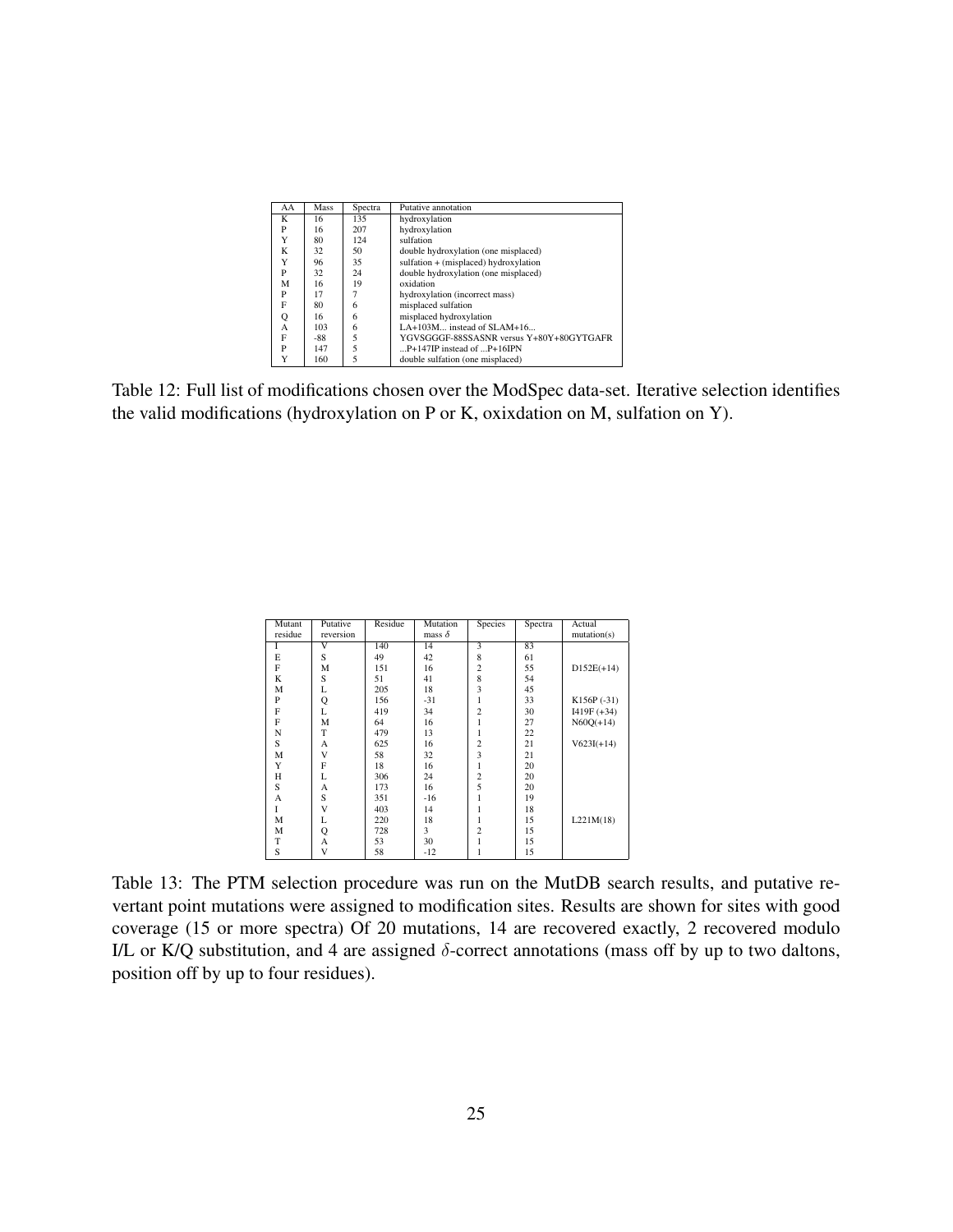| AA | Mass | Spectra | Putative annotation |
|---|---|---|---|
| K | 16 | 135 | hydroxylation |
| P | 16 | 207 | hydroxylation |
| Y | 80 | 124 | sulfation |
| K | 32 | 50 | double hydroxylation (one misplaced) |
| Y | 96 | 35 | sulfation + (misplaced) hydroxylation |
| P | 32 | 24 | double hydroxylation (one misplaced) |
| M | 16 | 19 | oxidation |
| P | 17 | 7 | hydroxylation (incorrect mass) |
| F | 80 | 6 | misplaced sulfation |
| Q | 16 | 6 | misplaced hydroxylation |
| A | 103 | 6 | LA+103M... instead of SLAM+16... |
| F | -88 | 5 | YGVSGGGF-88SSASNR versus Y+80Y+80GYTGAFR |
| P | 147 | 5 | ...P+147IP instead of ...P+16IPN |
| Y | 160 | 5 | double sulfation (one misplaced) |

Table 12: Full list of modifications chosen over the ModSpec data-set. Iterative selection identifies the valid modifications (hydroxylation on P or K, oxixdation on M, sulfation on Y).

| Mutant residue | Putative reversion | Residue | Mutation mass $\delta$ | Species | Spectra | Actual mutation(s) |
|---|---|---|---|---|---|---|
| I | V | 140 | 14 | 3 | 83 | |
| E | S | 49 | 42 | 8 | 61 | |
| F | M | 151 | 16 | 2 | 55 | D152E(+14) |
| K | S | 51 | 41 | 8 | 54 | |
| M | L | 205 | 18 | 3 | 45 | |
| P | Q | 156 | -31 | 1 | 33 | K156P (-31) |
| F | L | 419 | 34 | 2 | 30 | I419F (+34) |
| F | M | 64 | 16 | 1 | 27 | N60Q(+14) |
| N | T | 479 | 13 | 1 | 22 | |
| S | A | 625 | 16 | 2 | 21 | V623I(+14) |
| M | V | 58 | 32 | 3 | 21 | |
| Y | F | 18 | 16 | 1 | 20 | |
| H | L | 306 | 24 | 2 | 20 | |
| S | A | 173 | 16 | 5 | 20 | |
| A | S | 351 | -16 | 1 | 19 | |
| I | V | 403 | 14 | 1 | 18 | |
| M | L | 220 | 18 | 1 | 15 | L221M(18) |
| M | Q | 728 | 3 | 2 | 15 | |
| T | A | 53 | 30 | 1 | 15 | |
| S | V | 58 | -12 | 1 | 15 | |

Table 13: The PTM selection procedure was run on the MutDB search results, and putative revertant point mutations were assigned to modification sites. Results are shown for sites with good coverage (15 or more spectra) Of 20 mutations, 14 are recovered exactly, 2 recovered modulo I/L or K/Q substitution, and 4 are assigned $\delta$-correct annotations (mass off by up to two daltons, position off by up to four residues).